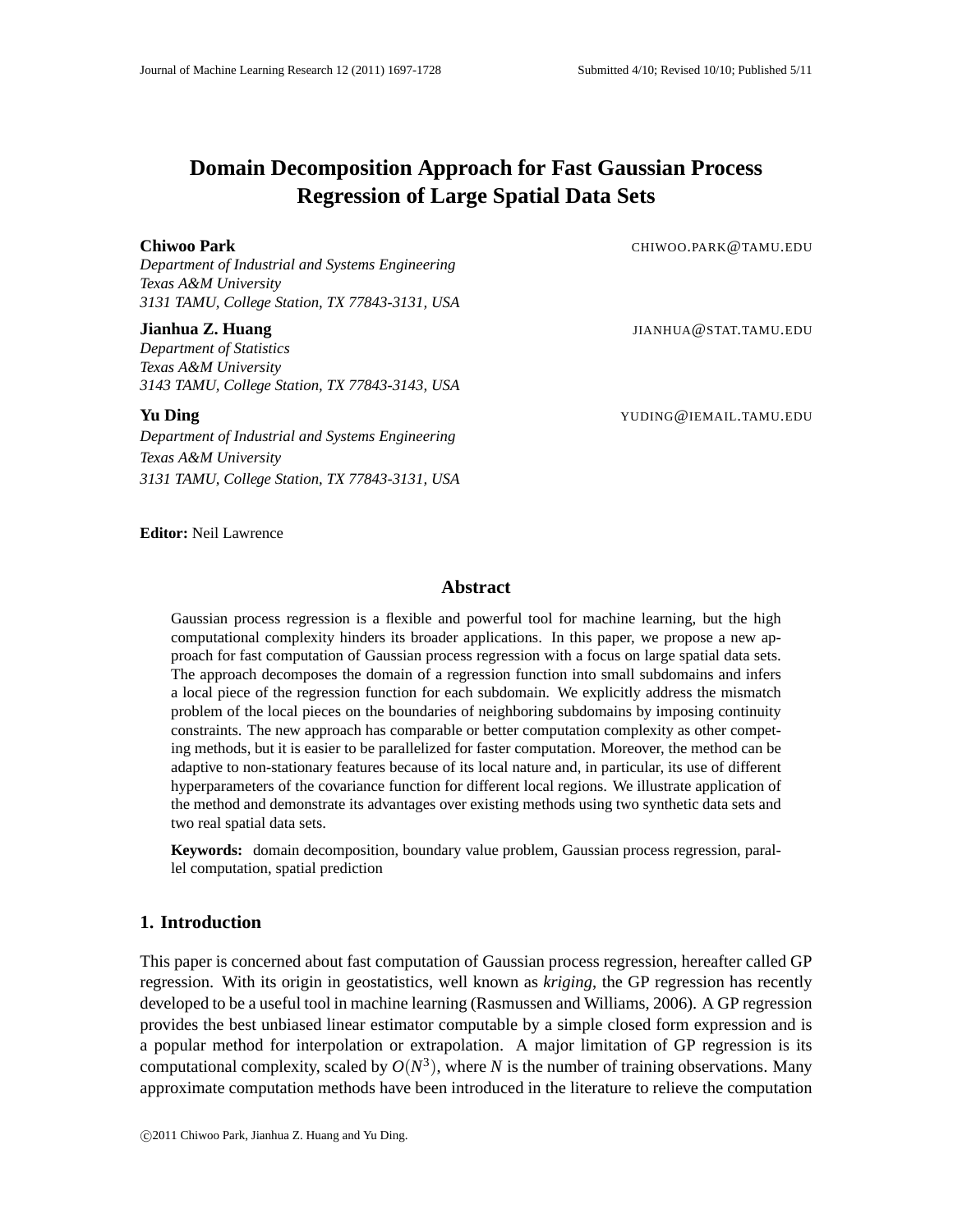# Domain Decomposition Approach for Fast Gaussian Process Regression of Large Spatial Data Sets

**Chiwoo Park** CHIWOO.PARK@TAMU.EDU  
*Department of Industrial and Systems Engineering*  
*Texas A&M University*  
*3131 TAMU, College Station, TX 77843-3131, USA*

**Jianhua Z. Huang** JIANHUA@STAT.TAMU.EDU  
*Department of Statistics*  
*Texas A&M University*  
*3143 TAMU, College Station, TX 77843-3143, USA*

**Yu Ding** YUDING@IEMAIL.TAMU.EDU  
*Department of Industrial and Systems Engineering*  
*Texas A&M University*  
*3131 TAMU, College Station, TX 77843-3131, USA*

**Editor:** Neil Lawrence

## Abstract

Gaussian process regression is a flexible and powerful tool for machine learning, but the high computational complexity hinders its broader applications. In this paper, we propose a new approach for fast computation of Gaussian process regression with a focus on large spatial data sets. The approach decomposes the domain of a regression function into small subdomains and infers a local piece of the regression function for each subdomain. We explicitly address the mismatch problem of the local pieces on the boundaries of neighboring subdomains by imposing continuity constraints. The new approach has comparable or better computation complexity as other competing methods, but it is easier to be parallelized for faster computation. Moreover, the method can be adaptive to non-stationary features because of its local nature and, in particular, its use of different hyperparameters of the covariance function for different local regions. We illustrate application of the method and demonstrate its advantages over existing methods using two synthetic data sets and two real spatial data sets.

**Keywords:** domain decomposition, boundary value problem, Gaussian process regression, parallel computation, spatial prediction

## 1. Introduction

This paper is concerned about fast computation of Gaussian process regression, hereafter called GP regression. With its origin in geostatistics, well known as *kriging*, the GP regression has recently developed to be a useful tool in machine learning (Rasmussen and Williams, 2006). A GP regression provides the best unbiased linear estimator computable by a simple closed form expression and is a popular method for interpolation or extrapolation. A major limitation of GP regression is its computational complexity, scaled by $O(N^3)$, where $N$ is the number of training observations. Many approximate computation methods have been introduced in the literature to relieve the computation

©2011 Chiwoo Park, Jianhua Z. Huang and Yu Ding.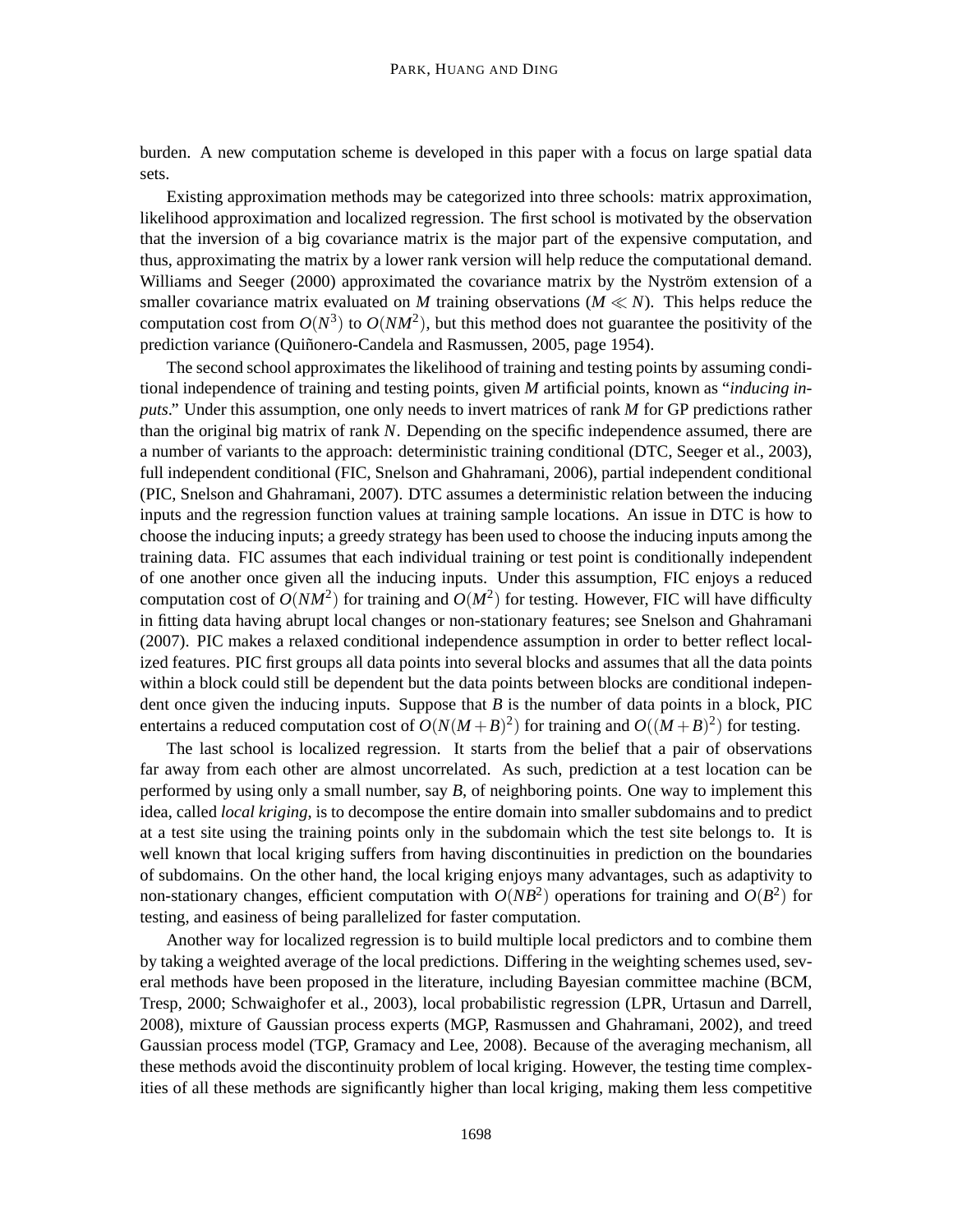burden. A new computation scheme is developed in this paper with a focus on large spatial data sets.

Existing approximation methods may be categorized into three schools: matrix approximation, likelihood approximation and localized regression. The first school is motivated by the observation that the inversion of a big covariance matrix is the major part of the expensive computation, and thus, approximating the matrix by a lower rank version will help reduce the computational demand. Williams and Seeger (2000) approximated the covariance matrix by the Nyström extension of a smaller covariance matrix evaluated on $M$ training observations ($M \ll N$). This helps reduce the computation cost from $O(N^3)$ to $O(NM^2)$, but this method does not guarantee the positivity of the prediction variance (Quiñonero-Candela and Rasmussen, 2005, page 1954).

The second school approximates the likelihood of training and testing points by assuming conditional independence of training and testing points, given $M$ artificial points, known as "*inducing inputs*." Under this assumption, one only needs to invert matrices of rank $M$ for GP predictions rather than the original big matrix of rank $N$. Depending on the specific independence assumed, there are a number of variants to the approach: deterministic training conditional (DTC, Seeger et al., 2003), full independent conditional (FIC, Snelson and Ghahramani, 2006), partial independent conditional (PIC, Snelson and Ghahramani, 2007). DTC assumes a deterministic relation between the inducing inputs and the regression function values at training sample locations. An issue in DTC is how to choose the inducing inputs; a greedy strategy has been used to choose the inducing inputs among the training data. FIC assumes that each individual training or test point is conditionally independent of one another once given all the inducing inputs. Under this assumption, FIC enjoys a reduced computation cost of $O(NM^2)$ for training and $O(M^2)$ for testing. However, FIC will have difficulty in fitting data having abrupt local changes or non-stationary features; see Snelson and Ghahramani (2007). PIC makes a relaxed conditional independence assumption in order to better reflect localized features. PIC first groups all data points into several blocks and assumes that all the data points within a block could still be dependent but the data points between blocks are conditional independent once given the inducing inputs. Suppose that $B$ is the number of data points in a block, PIC entertains a reduced computation cost of $O(N(M+B)^2)$ for training and $O((M+B)^2)$ for testing.

The last school is localized regression. It starts from the belief that a pair of observations far away from each other are almost uncorrelated. As such, prediction at a test location can be performed by using only a small number, say $B$, of neighboring points. One way to implement this idea, called *local kriging*, is to decompose the entire domain into smaller subdomains and to predict at a test site using the training points only in the subdomain which the test site belongs to. It is well known that local kriging suffers from having discontinuities in prediction on the boundaries of subdomains. On the other hand, the local kriging enjoys many advantages, such as adaptivity to non-stationary changes, efficient computation with $O(NB^2)$ operations for training and $O(B^2)$ for testing, and easiness of being parallelized for faster computation.

Another way for localized regression is to build multiple local predictors and to combine them by taking a weighted average of the local predictions. Differing in the weighting schemes used, several methods have been proposed in the literature, including Bayesian committee machine (BCM, Tresp, 2000; Schwaighofer et al., 2003), local probabilistic regression (LPR, Urtasun and Darrell, 2008), mixture of Gaussian process experts (MGP, Rasmussen and Ghahramani, 2002), and treed Gaussian process model (TGP, Gramacy and Lee, 2008). Because of the averaging mechanism, all these methods avoid the discontinuity problem of local kriging. However, the testing time complexities of all these methods are significantly higher than local kriging, making them less competitive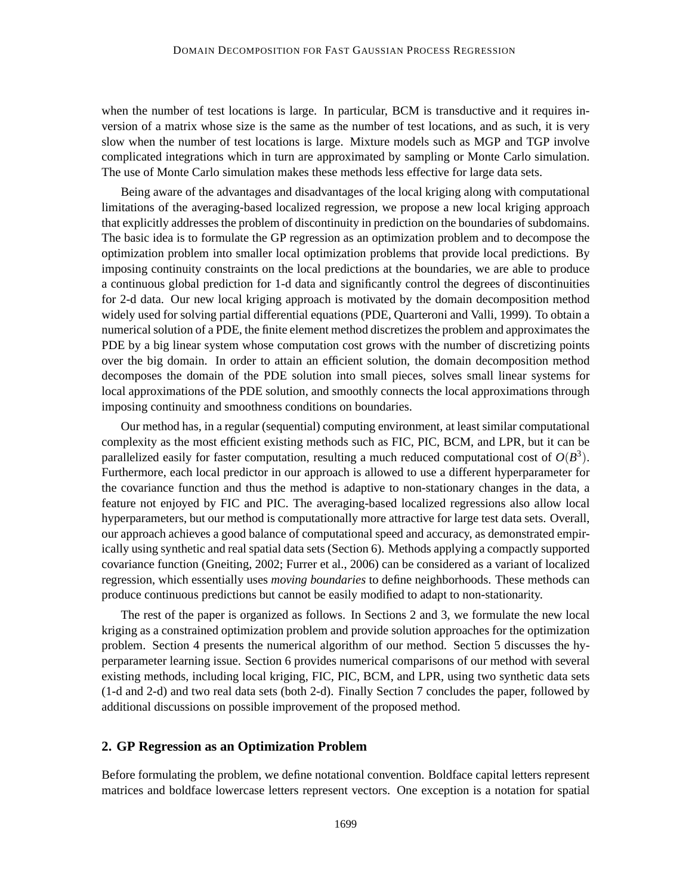when the number of test locations is large. In particular, BCM is transductive and it requires inversion of a matrix whose size is the same as the number of test locations, and as such, it is very slow when the number of test locations is large. Mixture models such as MGP and TGP involve complicated integrations which in turn are approximated by sampling or Monte Carlo simulation. The use of Monte Carlo simulation makes these methods less effective for large data sets.

Being aware of the advantages and disadvantages of the local kriging along with computational limitations of the averaging-based localized regression, we propose a new local kriging approach that explicitly addresses the problem of discontinuity in prediction on the boundaries of subdomains. The basic idea is to formulate the GP regression as an optimization problem and to decompose the optimization problem into smaller local optimization problems that provide local predictions. By imposing continuity constraints on the local predictions at the boundaries, we are able to produce a continuous global prediction for 1-d data and significantly control the degrees of discontinuities for 2-d data. Our new local kriging approach is motivated by the domain decomposition method widely used for solving partial differential equations (PDE, Quarteroni and Valli, 1999). To obtain a numerical solution of a PDE, the finite element method discretizes the problem and approximates the PDE by a big linear system whose computation cost grows with the number of discretizing points over the big domain. In order to attain an efficient solution, the domain decomposition method decomposes the domain of the PDE solution into small pieces, solves small linear systems for local approximations of the PDE solution, and smoothly connects the local approximations through imposing continuity and smoothness conditions on boundaries.

Our method has, in a regular (sequential) computing environment, at least similar computational complexity as the most efficient existing methods such as FIC, PIC, BCM, and LPR, but it can be parallelized easily for faster computation, resulting a much reduced computational cost of $O(B^3)$. Furthermore, each local predictor in our approach is allowed to use a different hyperparameter for the covariance function and thus the method is adaptive to non-stationary changes in the data, a feature not enjoyed by FIC and PIC. The averaging-based localized regressions also allow local hyperparameters, but our method is computationally more attractive for large test data sets. Overall, our approach achieves a good balance of computational speed and accuracy, as demonstrated empirically using synthetic and real spatial data sets (Section 6). Methods applying a compactly supported covariance function (Gneiting, 2002; Furrer et al., 2006) can be considered as a variant of localized regression, which essentially uses *moving boundaries* to define neighborhoods. These methods can produce continuous predictions but cannot be easily modified to adapt to non-stationarity.

The rest of the paper is organized as follows. In Sections 2 and 3, we formulate the new local kriging as a constrained optimization problem and provide solution approaches for the optimization problem. Section 4 presents the numerical algorithm of our method. Section 5 discusses the hyperparameter learning issue. Section 6 provides numerical comparisons of our method with several existing methods, including local kriging, FIC, PIC, BCM, and LPR, using two synthetic data sets (1-d and 2-d) and two real data sets (both 2-d). Finally Section 7 concludes the paper, followed by additional discussions on possible improvement of the proposed method.

## 2. GP Regression as an Optimization Problem

Before formulating the problem, we define notational convention. Boldface capital letters represent matrices and boldface lowercase letters represent vectors. One exception is a notation for spatial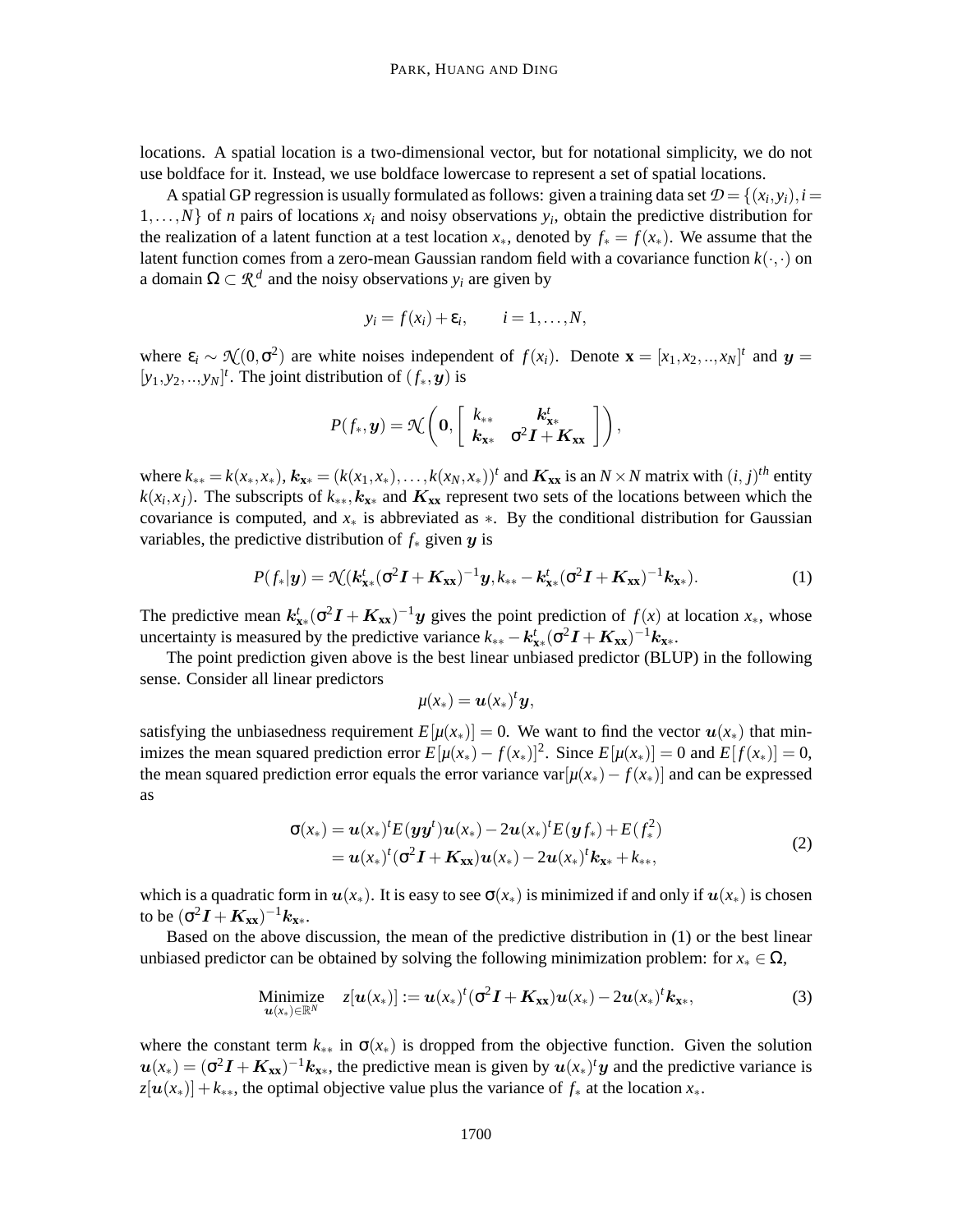locations. A spatial location is a two-dimensional vector, but for notational simplicity, we do not use boldface for it. Instead, we use boldface lowercase to represent a set of spatial locations.

A spatial GP regression is usually formulated as follows: given a training data set $\mathcal{D} = \{(x_i, y_i), i = 1, \ldots, N\}$ of $n$ pairs of locations $x_i$ and noisy observations $y_i$, obtain the predictive distribution for the realization of a latent function at a test location $x_*$, denoted by $f_* = f(x_*)$. We assume that the latent function comes from a zero-mean Gaussian random field with a covariance function $k(\cdot, \cdot)$ on a domain $\Omega \subset \mathcal{R}^d$ and the noisy observations $y_i$ are given by

$$y_i = f(x_i) + \varepsilon_i, \qquad i = 1, \ldots, N,$$

where $\varepsilon_i \sim \mathcal{N}(0, \sigma^2)$ are white noises independent of $f(x_i)$. Denote $\mathbf{x} = [x_1, x_2, .., x_N]^t$ and $\boldsymbol{y} = [y_1, y_2, .., y_N]^t$. The joint distribution of $(f_*, \boldsymbol{y})$ is

$$P(f_*, \boldsymbol{y}) = \mathcal{N}\left(\mathbf{0}, \begin{bmatrix} k_{**} & \boldsymbol{k}_{\mathbf{x}*}^t \\ \boldsymbol{k}_{\mathbf{x}*} & \sigma^2 \boldsymbol{I} + \boldsymbol{K}_{\mathbf{xx}} \end{bmatrix}\right),$$

where $k_{**} = k(x_*, x_*)$, $\boldsymbol{k}_{\mathbf{x}*} = (k(x_1, x_*), \ldots, k(x_N, x_*))^t$ and $\boldsymbol{K}_{\mathbf{xx}}$ is an $N \times N$ matrix with $(i, j)^{th}$ entity $k(x_i, x_j)$. The subscripts of $k_{**}, \boldsymbol{k}_{\mathbf{x}*}$ and $\boldsymbol{K}_{\mathbf{xx}}$ represent two sets of the locations between which the covariance is computed, and $x_*$ is abbreviated as $*$. By the conditional distribution for Gaussian variables, the predictive distribution of $f_*$ given $\boldsymbol{y}$ is

$$P(f_* | \boldsymbol{y}) = \mathcal{N}(\boldsymbol{k}_{\mathbf{x}*}^t (\sigma^2 \boldsymbol{I} + \boldsymbol{K}_{\mathbf{xx}})^{-1} \boldsymbol{y}, k_{**} - \boldsymbol{k}_{\mathbf{x}*}^t (\sigma^2 \boldsymbol{I} + \boldsymbol{K}_{\mathbf{xx}})^{-1} \boldsymbol{k}_{\mathbf{x}*}). \tag{1}$$

The predictive mean $\boldsymbol{k}_{\mathbf{x}*}^t (\sigma^2 \boldsymbol{I} + \boldsymbol{K}_{\mathbf{xx}})^{-1} \boldsymbol{y}$ gives the point prediction of $f(x)$ at location $x_*$, whose uncertainty is measured by the predictive variance $k_{**} - \boldsymbol{k}_{\mathbf{x}*}^t (\sigma^2 \boldsymbol{I} + \boldsymbol{K}_{\mathbf{xx}})^{-1} \boldsymbol{k}_{\mathbf{x}*}$.

The point prediction given above is the best linear unbiased predictor (BLUP) in the following sense. Consider all linear predictors

$$\mu(x_*) = \boldsymbol{u}(x_*)^t \boldsymbol{y},$$

satisfying the unbiasedness requirement $E[\mu(x_*)] = 0$. We want to find the vector $\boldsymbol{u}(x_*)$ that minimizes the mean squared prediction error $E[\mu(x_*) - f(x_*)]^2$. Since $E[\mu(x_*)] = 0$ and $E[f(x_*)] = 0$, the mean squared prediction error equals the error variance $\text{var}[\mu(x_*) - f(x_*)]$ and can be expressed as

$$\begin{aligned} \sigma(x_*) &= \boldsymbol{u}(x_*)^t E(\boldsymbol{y}\boldsymbol{y}^t) \boldsymbol{u}(x_*) - 2\boldsymbol{u}(x_*)^t E(\boldsymbol{y} f_*) + E(f_*^2) \\ &= \boldsymbol{u}(x_*)^t (\sigma^2 \boldsymbol{I} + \boldsymbol{K}_{\mathbf{xx}}) \boldsymbol{u}(x_*) - 2\boldsymbol{u}(x_*)^t \boldsymbol{k}_{\mathbf{x}*} + k_{**}, \end{aligned} \tag{2}$$

which is a quadratic form in $\boldsymbol{u}(x_*)$. It is easy to see $\sigma(x_*)$ is minimized if and only if $\boldsymbol{u}(x_*)$ is chosen to be $(\sigma^2 \boldsymbol{I} + \boldsymbol{K}_{\mathbf{xx}})^{-1} \boldsymbol{k}_{\mathbf{x}*}$.

Based on the above discussion, the mean of the predictive distribution in (1) or the best linear unbiased predictor can be obtained by solving the following minimization problem: for $x_* \in \Omega$,

$$\underset{\boldsymbol{u}(x_*) \in \mathbb{R}^N}{\text{Minimize}} \quad z[\boldsymbol{u}(x_*)] := \boldsymbol{u}(x_*)^t (\sigma^2 \boldsymbol{I} + \boldsymbol{K}_{\mathbf{xx}}) \boldsymbol{u}(x_*) - 2\boldsymbol{u}(x_*)^t \boldsymbol{k}_{\mathbf{x}*}, \tag{3}$$

where the constant term $k_{**}$ in $\sigma(x_*)$ is dropped from the objective function. Given the solution $\boldsymbol{u}(x_*) = (\sigma^2 \boldsymbol{I} + \boldsymbol{K}_{\mathbf{xx}})^{-1} \boldsymbol{k}_{\mathbf{x}*}$, the predictive mean is given by $\boldsymbol{u}(x_*)^t \boldsymbol{y}$ and the predictive variance is $z[\boldsymbol{u}(x_*)] + k_{**}$, the optimal objective value plus the variance of $f_*$ at the location $x_*$.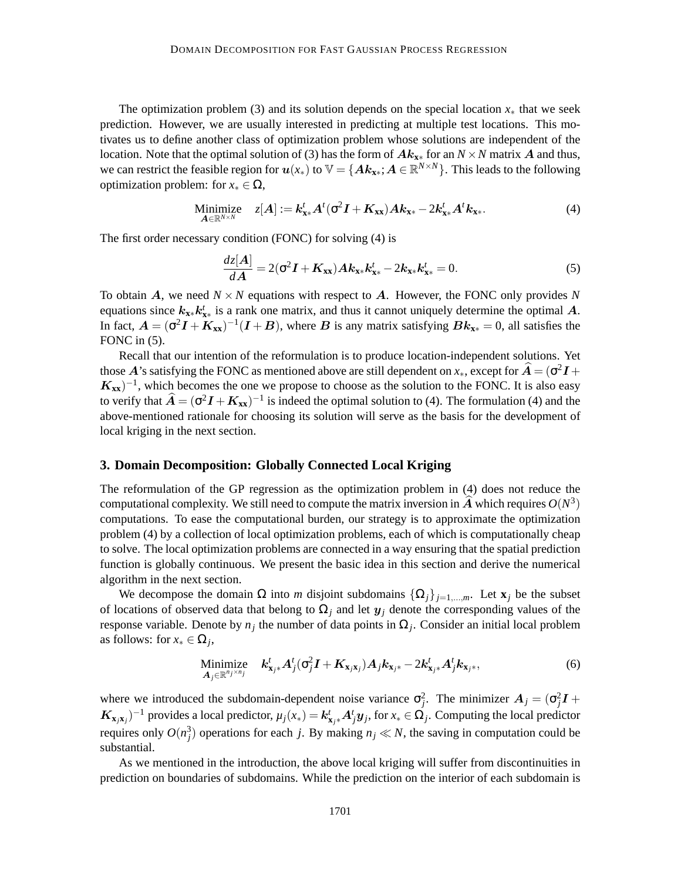The optimization problem (3) and its solution depends on the special location $x_*$ that we seek prediction. However, we are usually interested in predicting at multiple test locations. This motivates us to define another class of optimization problem whose solutions are independent of the location. Note that the optimal solution of (3) has the form of $\boldsymbol{A}\boldsymbol{k}_{\mathbf{x}*}$ for an $N \times N$ matrix $\boldsymbol{A}$ and thus, we can restrict the feasible region for $\boldsymbol{u}(x_*)$ to $\mathbb{V} = \{\boldsymbol{A}\boldsymbol{k}_{\mathbf{x}*}; \boldsymbol{A} \in \mathbb{R}^{N\times N}\}$. This leads to the following optimization problem: for $x_* \in \Omega$,

$$\underset{\boldsymbol{A}\in\mathbb{R}^{N\times N}}{\text{Minimize}} \quad z[\boldsymbol{A}] := \boldsymbol{k}_{\mathbf{x}*}^t \boldsymbol{A}^t(\sigma^2 \boldsymbol{I} + \boldsymbol{K}_{\mathbf{xx}})\boldsymbol{A}\boldsymbol{k}_{\mathbf{x}*} - 2\boldsymbol{k}_{\mathbf{x}*}^t \boldsymbol{A}^t \boldsymbol{k}_{\mathbf{x}*}. \tag{4}$$

The first order necessary condition (FONC) for solving (4) is

$$\frac{dz[\boldsymbol{A}]}{d\boldsymbol{A}} = 2(\sigma^2 \boldsymbol{I} + \boldsymbol{K}_{\mathbf{xx}})\boldsymbol{A}\boldsymbol{k}_{\mathbf{x}*}\boldsymbol{k}_{\mathbf{x}*}^t - 2\boldsymbol{k}_{\mathbf{x}*}\boldsymbol{k}_{\mathbf{x}*}^t = 0. \tag{5}$$

To obtain $\boldsymbol{A}$, we need $N \times N$ equations with respect to $\boldsymbol{A}$. However, the FONC only provides $N$ equations since $\boldsymbol{k}_{\mathbf{x}*}\boldsymbol{k}_{\mathbf{x}*}^t$ is a rank one matrix, and thus it cannot uniquely determine the optimal $\boldsymbol{A}$. In fact, $\boldsymbol{A} = (\sigma^2 \boldsymbol{I} + \boldsymbol{K}_{\mathbf{xx}})^{-1}(\boldsymbol{I} + \boldsymbol{B})$, where $\boldsymbol{B}$ is any matrix satisfying $\boldsymbol{B}\boldsymbol{k}_{\mathbf{x}*} = 0$, all satisfies the FONC in (5).

Recall that our intention of the reformulation is to produce location-independent solutions. Yet those $\boldsymbol{A}$'s satisfying the FONC as mentioned above are still dependent on $x_*$, except for $\widehat{\boldsymbol{A}} = (\sigma^2 \boldsymbol{I} + \boldsymbol{K}_{\mathbf{xx}})^{-1}$, which becomes the one we propose to choose as the solution to the FONC. It is also easy to verify that $\widehat{\boldsymbol{A}} = (\sigma^2 \boldsymbol{I} + \boldsymbol{K}_{\mathbf{xx}})^{-1}$ is indeed the optimal solution to (4). The formulation (4) and the above-mentioned rationale for choosing its solution will serve as the basis for the development of local kriging in the next section.

## 3. Domain Decomposition: Globally Connected Local Kriging

The reformulation of the GP regression as the optimization problem in (4) does not reduce the computational complexity. We still need to compute the matrix inversion in $\widehat{\boldsymbol{A}}$ which requires $O(N^3)$ computations. To ease the computational burden, our strategy is to approximate the optimization problem (4) by a collection of local optimization problems, each of which is computationally cheap to solve. The local optimization problems are connected in a way ensuring that the spatial prediction function is globally continuous. We present the basic idea in this section and derive the numerical algorithm in the next section.

We decompose the domain $\Omega$ into $m$ disjoint subdomains $\{\Omega_j\}_{j=1,\ldots,m}$. Let $\mathbf{x}_j$ be the subset of locations of observed data that belong to $\Omega_j$ and let $\boldsymbol{y}_j$ denote the corresponding values of the response variable. Denote by $n_j$ the number of data points in $\Omega_j$. Consider an initial local problem as follows: for $x_* \in \Omega_j$,

$$\underset{\boldsymbol{A}_j\in\mathbb{R}^{n_j\times n_j}}{\text{Minimize}} \quad \boldsymbol{k}_{\mathbf{x}_j*}^t \boldsymbol{A}_j^t(\sigma_j^2 \boldsymbol{I} + \boldsymbol{K}_{\mathbf{x}_j\mathbf{x}_j})\boldsymbol{A}_j\boldsymbol{k}_{\mathbf{x}_j*} - 2\boldsymbol{k}_{\mathbf{x}_j*}^t \boldsymbol{A}_j^t \boldsymbol{k}_{\mathbf{x}_j*}, \tag{6}$$

where we introduced the subdomain-dependent noise variance $\sigma_j^2$. The minimizer $\boldsymbol{A}_j = (\sigma_j^2 \boldsymbol{I} + \boldsymbol{K}_{\mathbf{x}_j\mathbf{x}_j})^{-1}$ provides a local predictor, $\mu_j(x_*) = \boldsymbol{k}_{\mathbf{x}_j*}^t \boldsymbol{A}_j^t \boldsymbol{y}_j$, for $x_* \in \Omega_j$. Computing the local predictor requires only $O(n_j^3)$ operations for each $j$. By making $n_j \ll N$, the saving in computation could be substantial.

As we mentioned in the introduction, the above local kriging will suffer from discontinuities in prediction on boundaries of subdomains. While the prediction on the interior of each subdomain is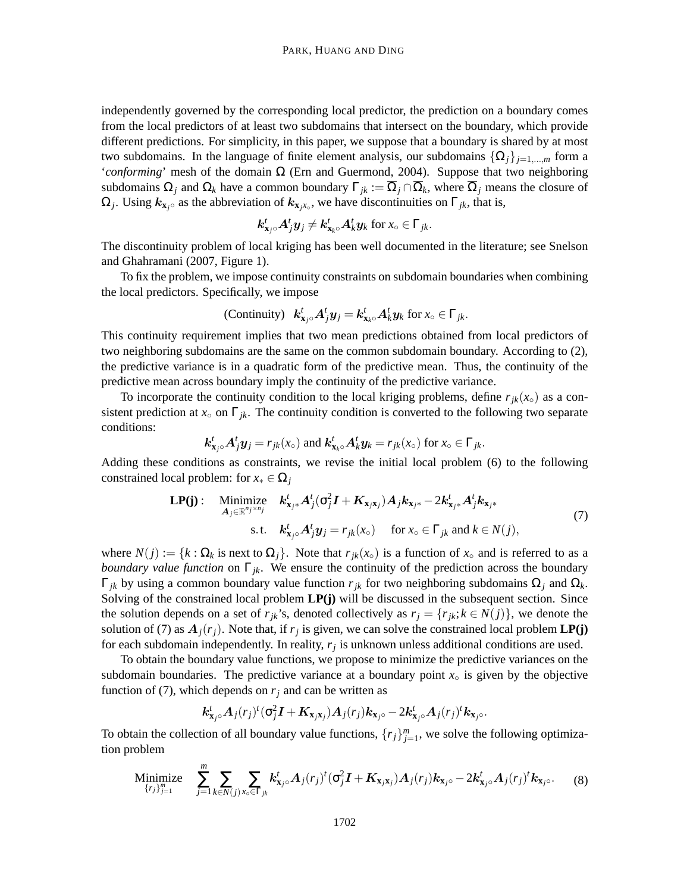independently governed by the corresponding local predictor, the prediction on a boundary comes from the local predictors of at least two subdomains that intersect on the boundary, which provide different predictions. For simplicity, in this paper, we suppose that a boundary is shared by at most two subdomains. In the language of finite element analysis, our subdomains $\{\Omega_j\}_{j=1,\ldots,m}$ form a '*conforming*' mesh of the domain $\Omega$ (Ern and Guermond, 2004). Suppose that two neighboring subdomains $\Omega_j$ and $\Omega_k$ have a common boundary $\Gamma_{jk} := \overline{\Omega}_j \cap \overline{\Omega}_k$, where $\overline{\Omega}_j$ means the closure of $\Omega_j$. Using $\boldsymbol{k}_{\mathbf{x}_j\circ}$ as the abbreviation of $\boldsymbol{k}_{\mathbf{x}_j x_\circ}$, we have discontinuities on $\Gamma_{jk}$, that is,

$$\boldsymbol{k}_{\mathbf{x}_j\circ}^t \boldsymbol{A}_j^t \boldsymbol{y}_j \neq \boldsymbol{k}_{\mathbf{x}_k\circ}^t \boldsymbol{A}_k^t \boldsymbol{y}_k \text{ for } x_\circ \in \Gamma_{jk}.$$

The discontinuity problem of local kriging has been well documented in the literature; see Snelson and Ghahramani (2007, Figure 1).

To fix the problem, we impose continuity constraints on subdomain boundaries when combining the local predictors. Specifically, we impose

$$\text{(Continuity)} \quad \boldsymbol{k}_{\mathbf{x}_j\circ}^t \boldsymbol{A}_j^t \boldsymbol{y}_j = \boldsymbol{k}_{\mathbf{x}_k\circ}^t \boldsymbol{A}_k^t \boldsymbol{y}_k \text{ for } x_\circ \in \Gamma_{jk}.$$

This continuity requirement implies that two mean predictions obtained from local predictors of two neighboring subdomains are the same on the common subdomain boundary. According to (2), the predictive variance is in a quadratic form of the predictive mean. Thus, the continuity of the predictive mean across boundary imply the continuity of the predictive variance.

To incorporate the continuity condition to the local kriging problems, define $r_{jk}(x_\circ)$ as a consistent prediction at $x_\circ$ on $\Gamma_{jk}$. The continuity condition is converted to the following two separate conditions:

$$\boldsymbol{k}_{\mathbf{x}_j\circ}^t \boldsymbol{A}_j^t \boldsymbol{y}_j = r_{jk}(x_\circ) \text{ and } \boldsymbol{k}_{\mathbf{x}_k\circ}^t \boldsymbol{A}_k^t \boldsymbol{y}_k = r_{jk}(x_\circ) \text{ for } x_\circ \in \Gamma_{jk}.$$

Adding these conditions as constraints, we revise the initial local problem (6) to the following constrained local problem: for $x_* \in \Omega_j$

$$\begin{aligned} \textbf{LP(j)}: \quad & \underset{\boldsymbol{A}_j \in \mathbb{R}^{n_j \times n_j}}{\text{Minimize}} \quad \boldsymbol{k}_{\mathbf{x}_j*}^t \boldsymbol{A}_j^t (\sigma_j^2 \boldsymbol{I} + \boldsymbol{K}_{\mathbf{x}_j\mathbf{x}_j}) \boldsymbol{A}_j \boldsymbol{k}_{\mathbf{x}_j*} - 2\boldsymbol{k}_{\mathbf{x}_j*}^t \boldsymbol{A}_j^t \boldsymbol{k}_{\mathbf{x}_j*} \\ & \quad\quad\quad \text{s.t.} \quad \boldsymbol{k}_{\mathbf{x}_j\circ}^t \boldsymbol{A}_j^t \boldsymbol{y}_j = r_{jk}(x_\circ) \quad \text{ for } x_\circ \in \Gamma_{jk} \text{ and } k \in N(j), \end{aligned} \tag{7}$$

where $N(j) := \{k : \Omega_k \text{ is next to } \Omega_j\}$. Note that $r_{jk}(x_\circ)$ is a function of $x_\circ$ and is referred to as a *boundary value function* on $\Gamma_{jk}$. We ensure the continuity of the prediction across the boundary $\Gamma_{jk}$ by using a common boundary value function $r_{jk}$ for two neighboring subdomains $\Omega_j$ and $\Omega_k$. Solving of the constrained local problem **LP(j)** will be discussed in the subsequent section. Since the solution depends on a set of $r_{jk}$'s, denoted collectively as $r_j = \{r_{jk}; k \in N(j)\}$, we denote the solution of (7) as $\boldsymbol{A}_j(r_j)$. Note that, if $r_j$ is given, we can solve the constrained local problem **LP(j)** for each subdomain independently. In reality, $r_j$ is unknown unless additional conditions are used.

To obtain the boundary value functions, we propose to minimize the predictive variances on the subdomain boundaries. The predictive variance at a boundary point $x_\circ$ is given by the objective function of (7), which depends on $r_j$ and can be written as

$$\boldsymbol{k}_{\mathbf{x}_j\circ}^t \boldsymbol{A}_j(r_j)^t (\sigma_j^2 \boldsymbol{I} + \boldsymbol{K}_{\mathbf{x}_j\mathbf{x}_j}) \boldsymbol{A}_j(r_j) \boldsymbol{k}_{\mathbf{x}_j\circ} - 2\boldsymbol{k}_{\mathbf{x}_j\circ}^t \boldsymbol{A}_j(r_j)^t \boldsymbol{k}_{\mathbf{x}_j\circ}.$$

To obtain the collection of all boundary value functions, $\{r_j\}_{j=1}^m$, we solve the following optimization problem

$$\underset{\{r_j\}_{j=1}^m}{\text{Minimize}} \quad \sum_{j=1}^m \sum_{k \in N(j)} \sum_{x_\circ \in \Gamma_{jk}} \boldsymbol{k}_{\mathbf{x}_j\circ}^t \boldsymbol{A}_j(r_j)^t (\sigma_j^2 \boldsymbol{I} + \boldsymbol{K}_{\mathbf{x}_j\mathbf{x}_j}) \boldsymbol{A}_j(r_j) \boldsymbol{k}_{\mathbf{x}_j\circ} - 2\boldsymbol{k}_{\mathbf{x}_j\circ}^t \boldsymbol{A}_j(r_j)^t \boldsymbol{k}_{\mathbf{x}_j\circ}. \tag{8}$$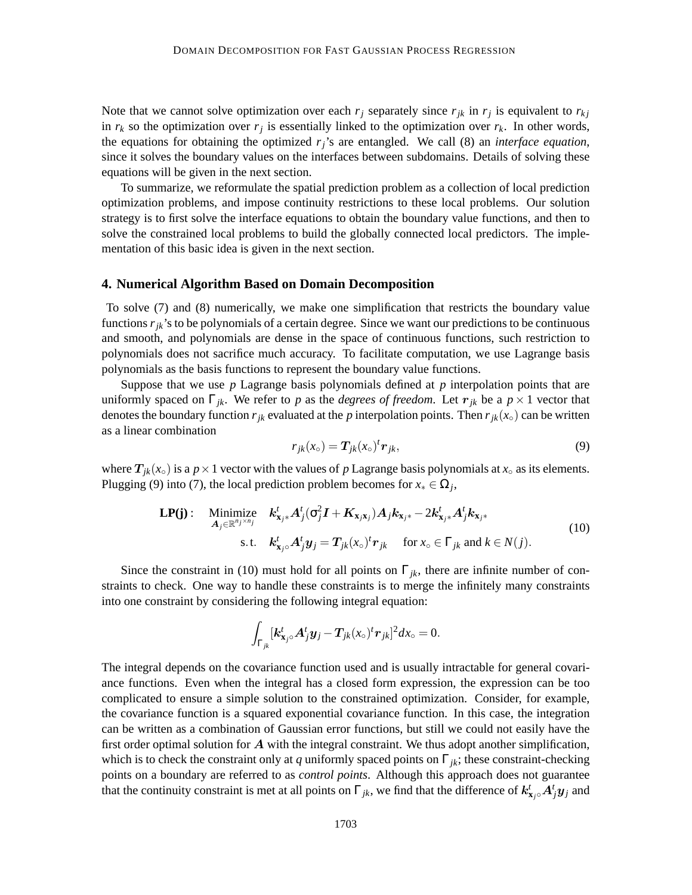Note that we cannot solve optimization over each $r_j$ separately since $r_{jk}$ in $r_j$ is equivalent to $r_{kj}$ in $r_k$ so the optimization over $r_j$ is essentially linked to the optimization over $r_k$. In other words, the equations for obtaining the optimized $r_j$'s are entangled. We call (8) an *interface equation*, since it solves the boundary values on the interfaces between subdomains. Details of solving these equations will be given in the next section.

To summarize, we reformulate the spatial prediction problem as a collection of local prediction optimization problems, and impose continuity restrictions to these local problems. Our solution strategy is to first solve the interface equations to obtain the boundary value functions, and then to solve the constrained local problems to build the globally connected local predictors. The implementation of this basic idea is given in the next section.

## 4. Numerical Algorithm Based on Domain Decomposition

To solve (7) and (8) numerically, we make one simplification that restricts the boundary value functions $r_{jk}$'s to be polynomials of a certain degree. Since we want our predictions to be continuous and smooth, and polynomials are dense in the space of continuous functions, such restriction to polynomials does not sacrifice much accuracy. To facilitate computation, we use Lagrange basis polynomials as the basis functions to represent the boundary value functions.

Suppose that we use $p$ Lagrange basis polynomials defined at $p$ interpolation points that are uniformly spaced on $\Gamma_{jk}$. We refer to $p$ as the *degrees of freedom*. Let $\boldsymbol{r}_{jk}$ be a $p \times 1$ vector that denotes the boundary function $r_{jk}$ evaluated at the $p$ interpolation points. Then $r_{jk}(x_\circ)$ can be written as a linear combination

$$r_{jk}(x_\circ) = \boldsymbol{T}_{jk}(x_\circ)^t \boldsymbol{r}_{jk}, \tag{9}$$

where $\boldsymbol{T}_{jk}(x_\circ)$ is a $p \times 1$ vector with the values of $p$ Lagrange basis polynomials at $x_\circ$ as its elements. Plugging (9) into (7), the local prediction problem becomes for $x_* \in \Omega_j$,

$$\begin{aligned}
\textbf{LP(j)}: \quad & \underset{\boldsymbol{A}_j \in \mathbb{R}^{n_j \times n_j}}{\text{Minimize}} \quad \boldsymbol{k}^t_{\mathbf{x}_j *} \boldsymbol{A}^t_j (\sigma^2_j \boldsymbol{I} + \boldsymbol{K}_{\mathbf{x}_j \mathbf{x}_j}) \boldsymbol{A}_j \boldsymbol{k}_{\mathbf{x}_j *} - 2 \boldsymbol{k}^t_{\mathbf{x}_j *} \boldsymbol{A}^t_j \boldsymbol{k}_{\mathbf{x}_j *} \\
& \qquad \text{s.t.} \quad \boldsymbol{k}^t_{\mathbf{x}_j \circ} \boldsymbol{A}^t_j \boldsymbol{y}_j = \boldsymbol{T}_{jk}(x_\circ)^t \boldsymbol{r}_{jk} \quad \text{ for } x_\circ \in \Gamma_{jk} \text{ and } k \in N(j).
\end{aligned} \tag{10}$$

Since the constraint in (10) must hold for all points on $\Gamma_{jk}$, there are infinite number of constraints to check. One way to handle these constraints is to merge the infinitely many constraints into one constraint by considering the following integral equation:

$$\int_{\Gamma_{jk}} [\boldsymbol{k}^t_{\mathbf{x}_j \circ} \boldsymbol{A}^t_j \boldsymbol{y}_j - \boldsymbol{T}_{jk}(x_\circ)^t \boldsymbol{r}_{jk}]^2 dx_\circ = 0.$$

The integral depends on the covariance function used and is usually intractable for general covariance functions. Even when the integral has a closed form expression, the expression can be too complicated to ensure a simple solution to the constrained optimization. Consider, for example, the covariance function is a squared exponential covariance function. In this case, the integration can be written as a combination of Gaussian error functions, but still we could not easily have the first order optimal solution for $\boldsymbol{A}$ with the integral constraint. We thus adopt another simplification, which is to check the constraint only at $q$ uniformly spaced points on $\Gamma_{jk}$; these constraint-checking points on a boundary are referred to as *control points*. Although this approach does not guarantee that the continuity constraint is met at all points on $\Gamma_{jk}$, we find that the difference of $\boldsymbol{k}^t_{\mathbf{x}_j \circ} \boldsymbol{A}^t_j \boldsymbol{y}_j$ and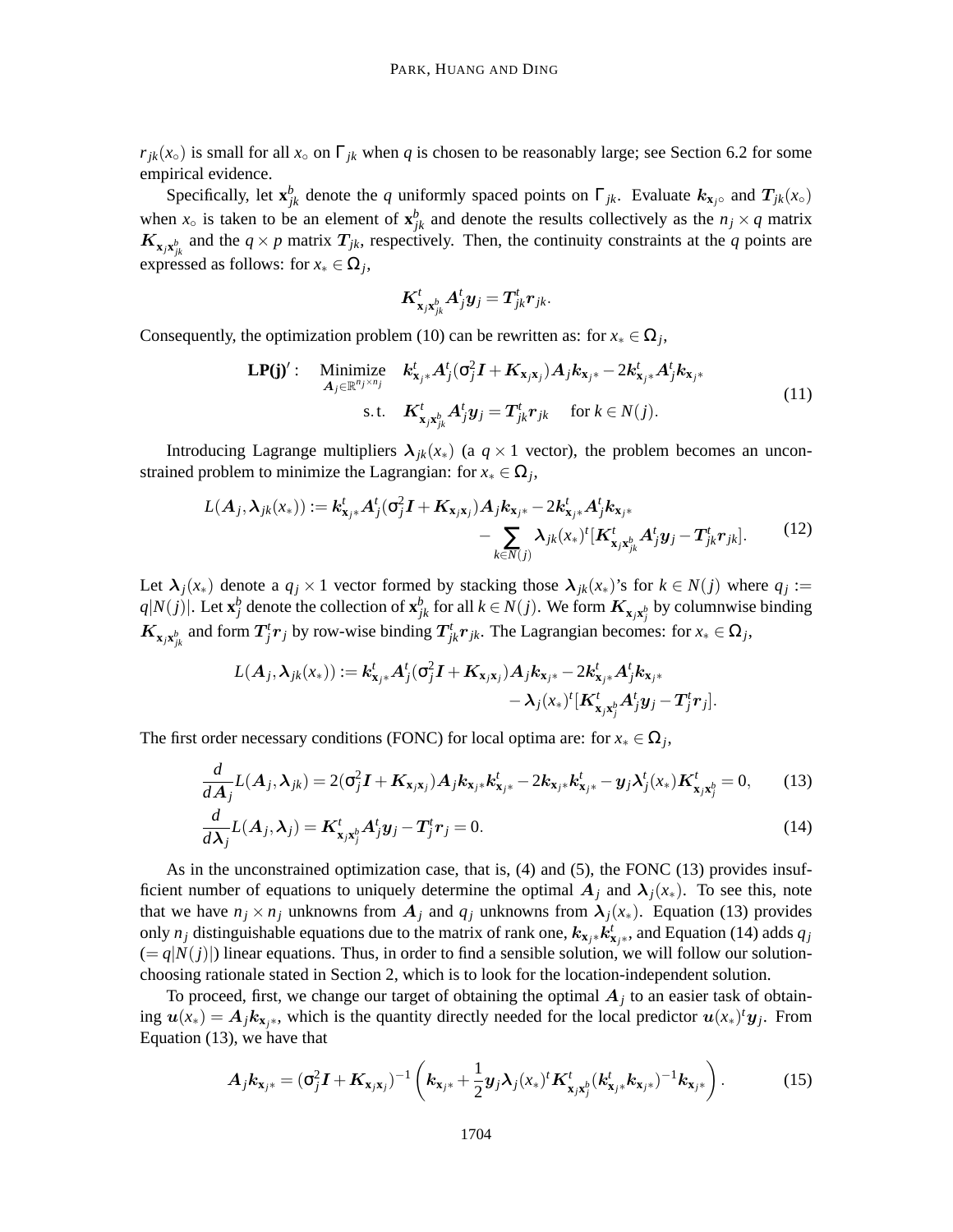$r_{jk}(x_\circ)$ is small for all $x_\circ$ on $\Gamma_{jk}$ when $q$ is chosen to be reasonably large; see Section 6.2 for some empirical evidence.

Specifically, let $\mathbf{x}^b_{jk}$ denote the $q$ uniformly spaced points on $\Gamma_{jk}$. Evaluate $\boldsymbol{k}_{\mathbf{x}_j\circ}$ and $\boldsymbol{T}_{jk}(x_\circ)$ when $x_\circ$ is taken to be an element of $\mathbf{x}^b_{jk}$ and denote the results collectively as the $n_j \times q$ matrix $\boldsymbol{K}_{\mathbf{x}_j\mathbf{x}^b_{jk}}$ and the $q \times p$ matrix $\boldsymbol{T}_{jk}$, respectively. Then, the continuity constraints at the $q$ points are expressed as follows: for $x_* \in \Omega_j$,

$$\boldsymbol{K}^t_{\mathbf{x}_j\mathbf{x}^b_{jk}} \boldsymbol{A}^t_j \boldsymbol{y}_j = \boldsymbol{T}^t_{jk} \boldsymbol{r}_{jk}.$$

Consequently, the optimization problem (10) can be rewritten as: for $x_* \in \Omega_j$,

$$\begin{aligned} \textbf{LP(j)}': \quad & \underset{\boldsymbol{A}_j \in \mathbb{R}^{n_j \times n_j}}{\text{Minimize}} \quad \boldsymbol{k}^t_{\mathbf{x}_j*} \boldsymbol{A}^t_j (\sigma^2_j \boldsymbol{I} + \boldsymbol{K}_{\mathbf{x}_j\mathbf{x}_j}) \boldsymbol{A}_j \boldsymbol{k}_{\mathbf{x}_j*} - 2\boldsymbol{k}^t_{\mathbf{x}_j*} \boldsymbol{A}^t_j \boldsymbol{k}_{\mathbf{x}_j*} \\ & \quad\quad \text{s.t.} \quad \boldsymbol{K}^t_{\mathbf{x}_j\mathbf{x}^b_{jk}} \boldsymbol{A}^t_j \boldsymbol{y}_j = \boldsymbol{T}^t_{jk} \boldsymbol{r}_{jk} \quad \text{for } k \in N(j). \end{aligned} \tag{11}$$

Introducing Lagrange multipliers $\boldsymbol{\lambda}_{jk}(x_*)$ (a $q \times 1$ vector), the problem becomes an unconstrained problem to minimize the Lagrangian: for $x_* \in \Omega_j$,

$$\begin{aligned} L(\boldsymbol{A}_j, \boldsymbol{\lambda}_{jk}(x_*)) := \boldsymbol{k}^t_{\mathbf{x}_j*} \boldsymbol{A}^t_j (\sigma^2_j \boldsymbol{I} + \boldsymbol{K}_{\mathbf{x}_j\mathbf{x}_j}) \boldsymbol{A}_j \boldsymbol{k}_{\mathbf{x}_j*} - 2\boldsymbol{k}^t_{\mathbf{x}_j*} \boldsymbol{A}^t_j \boldsymbol{k}_{\mathbf{x}_j*} \\ - \sum_{k \in N(j)} \boldsymbol{\lambda}_{jk}(x_*)^t [\boldsymbol{K}^t_{\mathbf{x}_j\mathbf{x}^b_{jk}} \boldsymbol{A}^t_j \boldsymbol{y}_j - \boldsymbol{T}^t_{jk} \boldsymbol{r}_{jk}]. \end{aligned} \tag{12}$$

Let $\boldsymbol{\lambda}_j(x_*)$ denote a $q_j \times 1$ vector formed by stacking those $\boldsymbol{\lambda}_{jk}(x_*)$'s for $k \in N(j)$ where $q_j := q|N(j)|$. Let $\mathbf{x}^b_j$ denote the collection of $\mathbf{x}^b_{jk}$ for all $k \in N(j)$. We form $\boldsymbol{K}_{\mathbf{x}_j\mathbf{x}^b_j}$ by columnwise binding $\boldsymbol{K}_{\mathbf{x}_j\mathbf{x}^b_{jk}}$ and form $\boldsymbol{T}^t_j \boldsymbol{r}_j$ by row-wise binding $\boldsymbol{T}^t_{jk} \boldsymbol{r}_{jk}$. The Lagrangian becomes: for $x_* \in \Omega_j$,

$$\begin{aligned} L(\boldsymbol{A}_j, \boldsymbol{\lambda}_{jk}(x_*)) := \boldsymbol{k}^t_{\mathbf{x}_j*} \boldsymbol{A}^t_j (\sigma^2_j \boldsymbol{I} + \boldsymbol{K}_{\mathbf{x}_j\mathbf{x}_j}) \boldsymbol{A}_j \boldsymbol{k}_{\mathbf{x}_j*} - 2\boldsymbol{k}^t_{\mathbf{x}_j*} \boldsymbol{A}^t_j \boldsymbol{k}_{\mathbf{x}_j*} \\ - \boldsymbol{\lambda}_j(x_*)^t [\boldsymbol{K}^t_{\mathbf{x}_j\mathbf{x}^b_j} \boldsymbol{A}^t_j \boldsymbol{y}_j - \boldsymbol{T}^t_j \boldsymbol{r}_j]. \end{aligned}$$

The first order necessary conditions (FONC) for local optima are: for $x_* \in \Omega_j$,

$$\frac{d}{d\boldsymbol{A}_j} L(\boldsymbol{A}_j, \boldsymbol{\lambda}_{jk}) = 2(\sigma^2_j \boldsymbol{I} + \boldsymbol{K}_{\mathbf{x}_j\mathbf{x}_j}) \boldsymbol{A}_j \boldsymbol{k}_{\mathbf{x}_j*} \boldsymbol{k}^t_{\mathbf{x}_j*} - 2\boldsymbol{k}_{\mathbf{x}_j*} \boldsymbol{k}^t_{\mathbf{x}_j*} - \boldsymbol{y}_j \boldsymbol{\lambda}^t_j(x_*) \boldsymbol{K}^t_{\mathbf{x}_j\mathbf{x}^b_j} = 0, \tag{13}$$

$$\frac{d}{d\boldsymbol{\lambda}_j} L(\boldsymbol{A}_j, \boldsymbol{\lambda}_j) = \boldsymbol{K}^t_{\mathbf{x}_j\mathbf{x}^b_j} \boldsymbol{A}^t_j \boldsymbol{y}_j - \boldsymbol{T}^t_j \boldsymbol{r}_j = 0. \tag{14}$$

As in the unconstrained optimization case, that is, (4) and (5), the FONC (13) provides insufficient number of equations to uniquely determine the optimal $\boldsymbol{A}_j$ and $\boldsymbol{\lambda}_j(x_*)$. To see this, note that we have $n_j \times n_j$ unknowns from $\boldsymbol{A}_j$ and $q_j$ unknowns from $\boldsymbol{\lambda}_j(x_*)$. Equation (13) provides only $n_j$ distinguishable equations due to the matrix of rank one, $\boldsymbol{k}_{\mathbf{x}_j*} \boldsymbol{k}^t_{\mathbf{x}_j*}$, and Equation (14) adds $q_j$ $(= q|N(j)|)$ linear equations. Thus, in order to find a sensible solution, we will follow our solution-choosing rationale stated in Section 2, which is to look for the location-independent solution.

To proceed, first, we change our target of obtaining the optimal $\boldsymbol{A}_j$ to an easier task of obtaining $\boldsymbol{u}(x_*) = \boldsymbol{A}_j \boldsymbol{k}_{\mathbf{x}_j*}$, which is the quantity directly needed for the local predictor $\boldsymbol{u}(x_*)^t \boldsymbol{y}_j$. From Equation (13), we have that

$$\boldsymbol{A}_j \boldsymbol{k}_{\mathbf{x}_j*} = (\sigma^2_j \boldsymbol{I} + \boldsymbol{K}_{\mathbf{x}_j\mathbf{x}_j})^{-1} \left( \boldsymbol{k}_{\mathbf{x}_j*} + \frac{1}{2} \boldsymbol{y}_j \boldsymbol{\lambda}_j(x_*)^t \boldsymbol{K}^t_{\mathbf{x}_j\mathbf{x}^b_j} (\boldsymbol{k}^t_{\mathbf{x}_j*} \boldsymbol{k}_{\mathbf{x}_j*})^{-1} \boldsymbol{k}_{\mathbf{x}_j*} \right). \tag{15}$$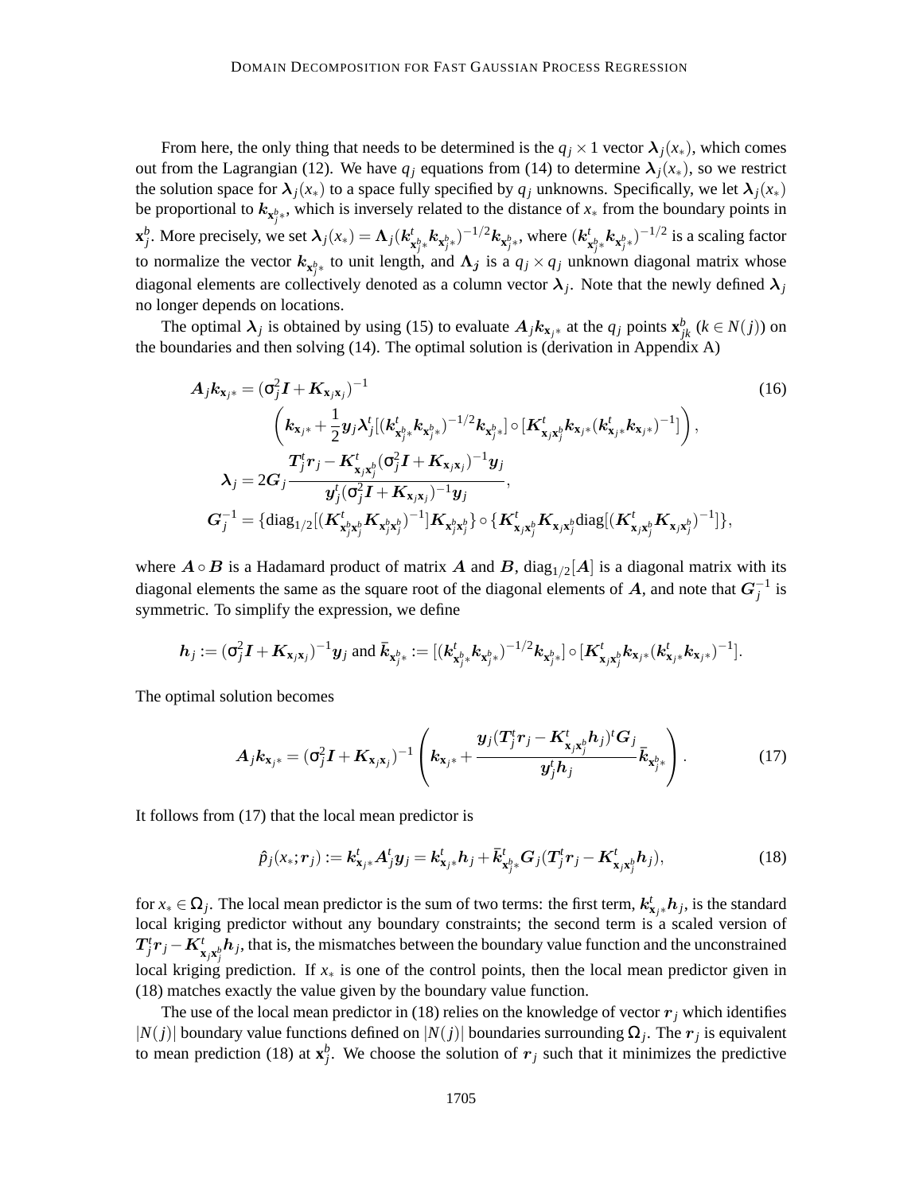From here, the only thing that needs to be determined is the $q_j \times 1$ vector $\boldsymbol{\lambda}_j(x_*)$, which comes out from the Lagrangian (12). We have $q_j$ equations from (14) to determine $\boldsymbol{\lambda}_j(x_*)$, so we restrict the solution space for $\boldsymbol{\lambda}_j(x_*)$ to a space fully specified by $q_j$ unknowns. Specifically, we let $\boldsymbol{\lambda}_j(x_*)$ be proportional to $\boldsymbol{k}_{\mathbf{x}_{j*}^b}$, which is inversely related to the distance of $x_*$ from the boundary points in $\mathbf{x}_j^b$. More precisely, we set $\boldsymbol{\lambda}_j(x_*) = \boldsymbol{\Lambda}_j(\boldsymbol{k}_{\mathbf{x}_{j*}^b}^t \boldsymbol{k}_{\mathbf{x}_{j*}^b})^{-1/2} \boldsymbol{k}_{\mathbf{x}_{j*}^b}$, where $(\boldsymbol{k}_{\mathbf{x}_{j*}^b}^t \boldsymbol{k}_{\mathbf{x}_{j*}^b})^{-1/2}$ is a scaling factor to normalize the vector $\boldsymbol{k}_{\mathbf{x}_{j*}^b}$ to unit length, and $\boldsymbol{\Lambda}_j$ is a $q_j \times q_j$ unknown diagonal matrix whose diagonal elements are collectively denoted as a column vector $\boldsymbol{\lambda}_j$. Note that the newly defined $\boldsymbol{\lambda}_j$ no longer depends on locations.

The optimal $\boldsymbol{\lambda}_j$ is obtained by using (15) to evaluate $\boldsymbol{A}_j \boldsymbol{k}_{\mathbf{x}_{j*}}$ at the $q_j$ points $\mathbf{x}_{jk}^b$ ($k \in N(j)$) on the boundaries and then solving (14). The optimal solution is (derivation in Appendix A)

$$
\begin{aligned}
\boldsymbol{A}_j \boldsymbol{k}_{\mathbf{x}_j*} &= (\sigma_j^2 \boldsymbol{I} + \boldsymbol{K}_{\mathbf{x}_j\mathbf{x}_j})^{-1} \\
&\quad \left( \boldsymbol{k}_{\mathbf{x}_j*} + \frac{1}{2} \boldsymbol{y}_j \boldsymbol{\lambda}_j^t [(\boldsymbol{k}_{\mathbf{x}_{j*}^b}^t \boldsymbol{k}_{\mathbf{x}_{j*}^b})^{-1/2} \boldsymbol{k}_{\mathbf{x}_{j*}^b}] \circ [\boldsymbol{K}_{\mathbf{x}_j\mathbf{x}_j^b}^t \boldsymbol{k}_{\mathbf{x}_j*} (\boldsymbol{k}_{\mathbf{x}_j*}^t \boldsymbol{k}_{\mathbf{x}_j*})^{-1}] \right), \\
\boldsymbol{\lambda}_j &= 2\boldsymbol{G}_j \frac{\boldsymbol{T}_j^t \boldsymbol{r}_j - \boldsymbol{K}_{\mathbf{x}_j\mathbf{x}_j^b}^t (\sigma_j^2 \boldsymbol{I} + \boldsymbol{K}_{\mathbf{x}_j\mathbf{x}_j})^{-1} \boldsymbol{y}_j}{\boldsymbol{y}_j^t (\sigma_j^2 \boldsymbol{I} + \boldsymbol{K}_{\mathbf{x}_j\mathbf{x}_j})^{-1} \boldsymbol{y}_j}, \\
\boldsymbol{G}_j^{-1} &= \{\mathrm{diag}_{1/2}[(\boldsymbol{K}_{\mathbf{x}_j^b\mathbf{x}_j^b}^t \boldsymbol{K}_{\mathbf{x}_j^b\mathbf{x}_j^b})^{-1}] \boldsymbol{K}_{\mathbf{x}_j^b\mathbf{x}_j^b}\} \circ \{\boldsymbol{K}_{\mathbf{x}_j\mathbf{x}_j^b}^t \boldsymbol{K}_{\mathbf{x}_j\mathbf{x}_j^b} \mathrm{diag}[(\boldsymbol{K}_{\mathbf{x}_j\mathbf{x}_j^b}^t \boldsymbol{K}_{\mathbf{x}_j\mathbf{x}_j^b})^{-1}]\},
\end{aligned} \tag{16}
$$

where $\boldsymbol{A} \circ \boldsymbol{B}$ is a Hadamard product of matrix $\boldsymbol{A}$ and $\boldsymbol{B}$, $\mathrm{diag}_{1/2}[\boldsymbol{A}]$ is a diagonal matrix with its diagonal elements the same as the square root of the diagonal elements of $\boldsymbol{A}$, and note that $\boldsymbol{G}_j^{-1}$ is symmetric. To simplify the expression, we define

$$
\boldsymbol{h}_j := (\sigma_j^2 \boldsymbol{I} + \boldsymbol{K}_{\mathbf{x}_j\mathbf{x}_j})^{-1} \boldsymbol{y}_j \text{ and } \bar{\boldsymbol{k}}_{\mathbf{x}_{j*}^b} := [(\boldsymbol{k}_{\mathbf{x}_{j*}^b}^t \boldsymbol{k}_{\mathbf{x}_{j*}^b})^{-1/2} \boldsymbol{k}_{\mathbf{x}_{j*}^b}] \circ [\boldsymbol{K}_{\mathbf{x}_j\mathbf{x}_j^b}^t \boldsymbol{k}_{\mathbf{x}_j*} (\boldsymbol{k}_{\mathbf{x}_j*}^t \boldsymbol{k}_{\mathbf{x}_j*})^{-1}].
$$

The optimal solution becomes

$$
\boldsymbol{A}_j \boldsymbol{k}_{\mathbf{x}_j*} = (\sigma_j^2 \boldsymbol{I} + \boldsymbol{K}_{\mathbf{x}_j\mathbf{x}_j})^{-1} \left( \boldsymbol{k}_{\mathbf{x}_j*} + \frac{\boldsymbol{y}_j (\boldsymbol{T}_j^t \boldsymbol{r}_j - \boldsymbol{K}_{\mathbf{x}_j\mathbf{x}_j^b}^t \boldsymbol{h}_j)^t \boldsymbol{G}_j}{\boldsymbol{y}_j^t \boldsymbol{h}_j} \bar{\boldsymbol{k}}_{\mathbf{x}_{j*}^b} \right). \tag{17}
$$

It follows from (17) that the local mean predictor is

$$
\hat{p}_j(x_*; \boldsymbol{r}_j) := \boldsymbol{k}_{\mathbf{x}_j*}^t \boldsymbol{A}_j^t \boldsymbol{y}_j = \boldsymbol{k}_{\mathbf{x}_j*}^t \boldsymbol{h}_j + \bar{\boldsymbol{k}}_{\mathbf{x}_{j*}^b}^t \boldsymbol{G}_j (\boldsymbol{T}_j^t \boldsymbol{r}_j - \boldsymbol{K}_{\mathbf{x}_j\mathbf{x}_j^b}^t \boldsymbol{h}_j), \tag{18}
$$

for $x_* \in \Omega_j$. The local mean predictor is the sum of two terms: the first term, $\boldsymbol{k}_{\mathbf{x}_j*}^t \boldsymbol{h}_j$, is the standard local kriging predictor without any boundary constraints; the second term is a scaled version of $\boldsymbol{T}_j^t \boldsymbol{r}_j - \boldsymbol{K}_{\mathbf{x}_j\mathbf{x}_j^b}^t \boldsymbol{h}_j$, that is, the mismatches between the boundary value function and the unconstrained local kriging prediction. If $x_*$ is one of the control points, then the local mean predictor given in (18) matches exactly the value given by the boundary value function.

The use of the local mean predictor in (18) relies on the knowledge of vector $\boldsymbol{r}_j$ which identifies $|N(j)|$ boundary value functions defined on $|N(j)|$ boundaries surrounding $\Omega_j$. The $\boldsymbol{r}_j$ is equivalent to mean prediction (18) at $\mathbf{x}_j^b$. We choose the solution of $\boldsymbol{r}_j$ such that it minimizes the predictive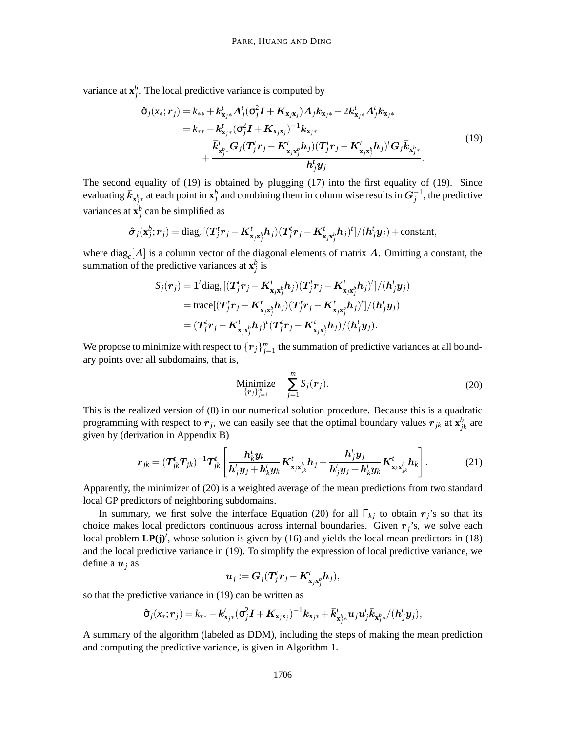variance at $\mathbf{x}_j^b$. The local predictive variance is computed by

$$
\begin{aligned}
\hat{\sigma}_j(x_*; \boldsymbol{r}_j) &= k_{**} + \boldsymbol{k}_{\mathbf{x}_j*}^t \boldsymbol{A}_j^t (\sigma_j^2 \boldsymbol{I} + \boldsymbol{K}_{\mathbf{x}_j\mathbf{x}_j}) \boldsymbol{A}_j \boldsymbol{k}_{\mathbf{x}_j*} - 2\boldsymbol{k}_{\mathbf{x}_j*}^t \boldsymbol{A}_j^t \boldsymbol{k}_{\mathbf{x}_j*} \\
&= k_{**} - \boldsymbol{k}_{\mathbf{x}_j*}^t (\sigma_j^2 \boldsymbol{I} + \boldsymbol{K}_{\mathbf{x}_j\mathbf{x}_j})^{-1} \boldsymbol{k}_{\mathbf{x}_j*} \\
&\quad + \frac{\bar{\boldsymbol{k}}_{\mathbf{x}_j^b*}^t \boldsymbol{G}_j (\boldsymbol{T}_j^t \boldsymbol{r}_j - \boldsymbol{K}_{\mathbf{x}_j\mathbf{x}_j^b}^t \boldsymbol{h}_j)(\boldsymbol{T}_j^t \boldsymbol{r}_j - \boldsymbol{K}_{\mathbf{x}_j\mathbf{x}_j^b}^t \boldsymbol{h}_j)^t \boldsymbol{G}_j \bar{\boldsymbol{k}}_{\mathbf{x}_j^b*}}{\boldsymbol{h}_j^t \boldsymbol{y}_j}.
\end{aligned}
\tag{19}
$$

The second equality of (19) is obtained by plugging (17) into the first equality of (19). Since evaluating $\bar{\boldsymbol{k}}_{\mathbf{x}_j^b*}$ at each point in $\mathbf{x}_j^b$ and combining them in columnwise results in $\boldsymbol{G}_j^{-1}$, the predictive variances at $\mathbf{x}_j^b$ can be simplified as

$$
\hat{\boldsymbol{\sigma}}_j(\mathbf{x}_j^b; \boldsymbol{r}_j) = \text{diag}_c[(\boldsymbol{T}_j^t \boldsymbol{r}_j - \boldsymbol{K}_{\mathbf{x}_j\mathbf{x}_j^b}^t \boldsymbol{h}_j)(\boldsymbol{T}_j^t \boldsymbol{r}_j - \boldsymbol{K}_{\mathbf{x}_j\mathbf{x}_j^b}^t \boldsymbol{h}_j)^t]/(\boldsymbol{h}_j^t \boldsymbol{y}_j) + \text{constant},
$$

where $\text{diag}_c[\boldsymbol{A}]$ is a column vector of the diagonal elements of matrix $\boldsymbol{A}$. Omitting a constant, the summation of the predictive variances at $\mathbf{x}_j^b$ is

$$
\begin{aligned}
S_j(\boldsymbol{r}_j) &= \mathbf{1}^t \text{diag}_c[(\boldsymbol{T}_j^t \boldsymbol{r}_j - \boldsymbol{K}_{\mathbf{x}_j\mathbf{x}_j^b}^t \boldsymbol{h}_j)(\boldsymbol{T}_j^t \boldsymbol{r}_j - \boldsymbol{K}_{\mathbf{x}_j\mathbf{x}_j^b}^t \boldsymbol{h}_j)^t]/(\boldsymbol{h}_j^t \boldsymbol{y}_j) \\
&= \text{trace}[(\boldsymbol{T}_j^t \boldsymbol{r}_j - \boldsymbol{K}_{\mathbf{x}_j\mathbf{x}_j^b}^t \boldsymbol{h}_j)(\boldsymbol{T}_j^t \boldsymbol{r}_j - \boldsymbol{K}_{\mathbf{x}_j\mathbf{x}_j^b}^t \boldsymbol{h}_j)^t]/(\boldsymbol{h}_j^t \boldsymbol{y}_j) \\
&= (\boldsymbol{T}_j^t \boldsymbol{r}_j - \boldsymbol{K}_{\mathbf{x}_j\mathbf{x}_j^b}^t \boldsymbol{h}_j)^t (\boldsymbol{T}_j^t \boldsymbol{r}_j - \boldsymbol{K}_{\mathbf{x}_j\mathbf{x}_j^b}^t \boldsymbol{h}_j)/(\boldsymbol{h}_j^t \boldsymbol{y}_j).
\end{aligned}
$$

We propose to minimize with respect to $\{\boldsymbol{r}_j\}_{j=1}^m$ the summation of predictive variances at all boundary points over all subdomains, that is,

$$
\underset{\{\boldsymbol{r}_j\}_{j=1}^m}{\text{Minimize}} \quad \sum_{j=1}^{m} S_j(\boldsymbol{r}_j).
\tag{20}
$$

This is the realized version of (8) in our numerical solution procedure. Because this is a quadratic programming with respect to $\boldsymbol{r}_j$, we can easily see that the optimal boundary values $\boldsymbol{r}_{jk}$ at $\mathbf{x}_{jk}^b$ are given by (derivation in Appendix B)

$$
\boldsymbol{r}_{jk} = (\boldsymbol{T}_{jk}^t \boldsymbol{T}_{jk})^{-1} \boldsymbol{T}_{jk}^t \left[ \frac{\boldsymbol{h}_k^t \boldsymbol{y}_k}{\boldsymbol{h}_j^t \boldsymbol{y}_j + \boldsymbol{h}_k^t \boldsymbol{y}_k} \boldsymbol{K}_{\mathbf{x}_j\mathbf{x}_{jk}^b}^t \boldsymbol{h}_j + \frac{\boldsymbol{h}_j^t \boldsymbol{y}_j}{\boldsymbol{h}_j^t \boldsymbol{y}_j + \boldsymbol{h}_k^t \boldsymbol{y}_k} \boldsymbol{K}_{\mathbf{x}_k\mathbf{x}_{jk}^b}^t \boldsymbol{h}_k \right].
\tag{21}
$$

Apparently, the minimizer of (20) is a weighted average of the mean predictions from two standard local GP predictors of neighboring subdomains.

In summary, we first solve the interface Equation (20) for all $\Gamma_{kj}$ to obtain $\boldsymbol{r}_j$'s so that its choice makes local predictors continuous across internal boundaries. Given $\boldsymbol{r}_j$'s, we solve each local problem **LP(j)**$'$, whose solution is given by (16) and yields the local mean predictors in (18) and the local predictive variance in (19). To simplify the expression of local predictive variance, we define a $\boldsymbol{u}_j$ as

$$
\boldsymbol{u}_j := \boldsymbol{G}_j (\boldsymbol{T}_j^t \boldsymbol{r}_j - \boldsymbol{K}_{\mathbf{x}_j\mathbf{x}_j^b}^t \boldsymbol{h}_j),
$$

so that the predictive variance in (19) can be written as

$$
\hat{\sigma}_j(x_*; \boldsymbol{r}_j) = k_{**} - \boldsymbol{k}_{\mathbf{x}_j*}^t (\sigma_j^2 \boldsymbol{I} + \boldsymbol{K}_{\mathbf{x}_j\mathbf{x}_j})^{-1} \boldsymbol{k}_{\mathbf{x}_j*} + \bar{\boldsymbol{k}}_{\mathbf{x}_j^b*}^t \boldsymbol{u}_j \boldsymbol{u}_j^t \bar{\boldsymbol{k}}_{\mathbf{x}_j^b*}/(\boldsymbol{h}_j^t \boldsymbol{y}_j),
$$

A summary of the algorithm (labeled as DDM), including the steps of making the mean prediction and computing the predictive variance, is given in Algorithm 1.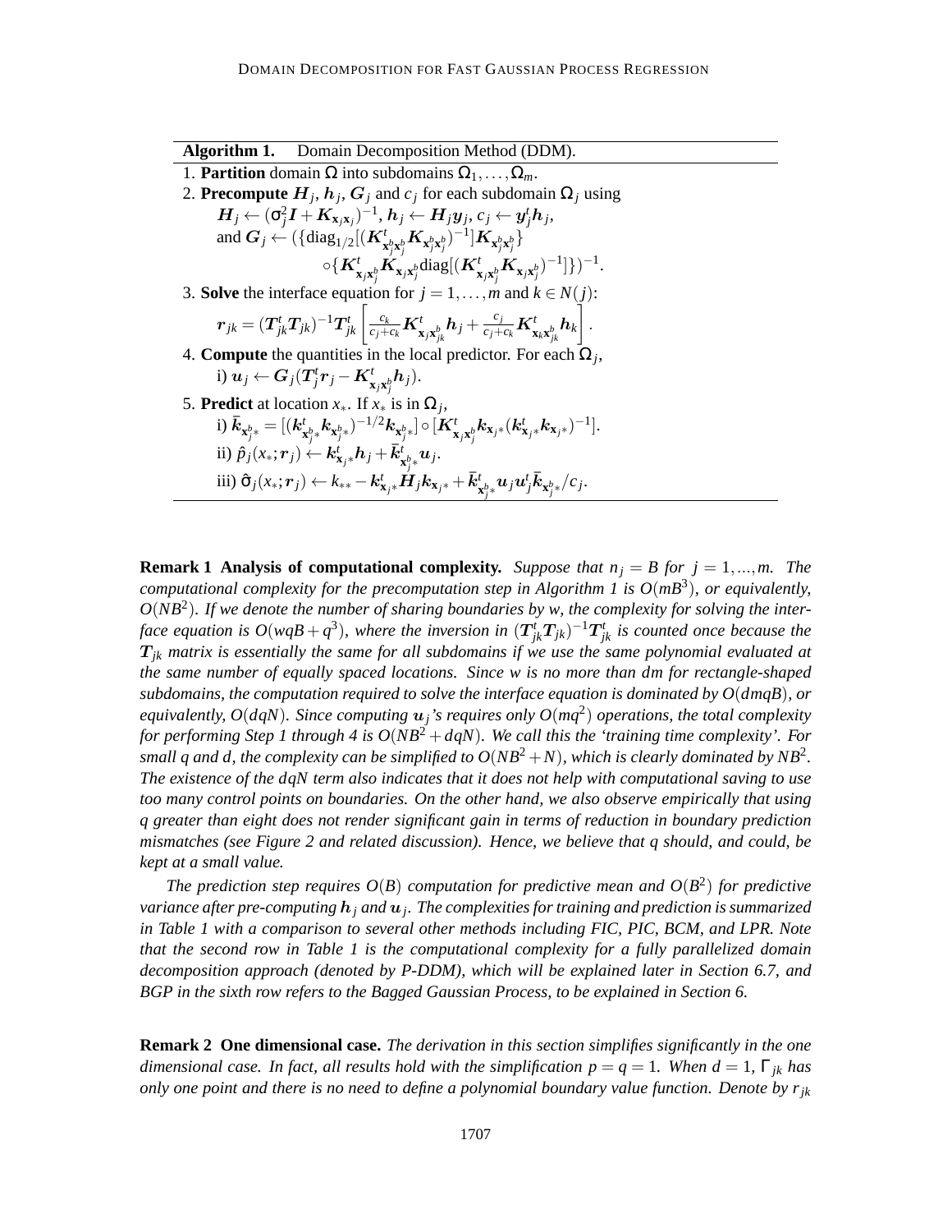**Algorithm 1.** Domain Decomposition Method (DDM).

1. **Partition** domain $\Omega$ into subdomains $\Omega_1,\ldots,\Omega_m$.
2. **Precompute** $\boldsymbol{H}_j$, $\boldsymbol{h}_j$, $\boldsymbol{G}_j$ and $c_j$ for each subdomain $\Omega_j$ using
   $\boldsymbol{H}_j \leftarrow (\sigma_j^2 \boldsymbol{I} + \boldsymbol{K}_{\mathbf{x}_j\mathbf{x}_j})^{-1}$, $\boldsymbol{h}_j \leftarrow \boldsymbol{H}_j \boldsymbol{y}_j$, $c_j \leftarrow \boldsymbol{y}_j^t \boldsymbol{h}_j$,
   and $\boldsymbol{G}_j \leftarrow (\{\mathrm{diag}_{1/2}[(\boldsymbol{K}^t_{\mathbf{x}_j^b\mathbf{x}_j^b}\boldsymbol{K}_{\mathbf{x}_j^b\mathbf{x}_j^b})^{-1}]\boldsymbol{K}_{\mathbf{x}_j^b\mathbf{x}_j^b}\}$
   $\circ\{\boldsymbol{K}^t_{\mathbf{x}_j\mathbf{x}_j^b}\boldsymbol{K}_{\mathbf{x}_j\mathbf{x}_j^b}\mathrm{diag}[(\boldsymbol{K}^t_{\mathbf{x}_j\mathbf{x}_j^b}\boldsymbol{K}_{\mathbf{x}_j\mathbf{x}_j^b})^{-1}]\})^{-1}$.
3. **Solve** the interface equation for $j = 1,\ldots,m$ and $k \in N(j)$:
   $$\boldsymbol{r}_{jk} = (\boldsymbol{T}^t_{jk}\boldsymbol{T}_{jk})^{-1}\boldsymbol{T}^t_{jk}\left[\frac{c_k}{c_j+c_k}\boldsymbol{K}^t_{\mathbf{x}_j\mathbf{x}^b_{jk}}\boldsymbol{h}_j + \frac{c_j}{c_j+c_k}\boldsymbol{K}^t_{\mathbf{x}_k\mathbf{x}^b_{jk}}\boldsymbol{h}_k\right].$$
4. **Compute** the quantities in the local predictor. For each $\Omega_j$,
   i) $\boldsymbol{u}_j \leftarrow \boldsymbol{G}_j(\boldsymbol{T}^t_j\boldsymbol{r}_j - \boldsymbol{K}^t_{\mathbf{x}_j\mathbf{x}_j^b}\boldsymbol{h}_j)$.
5. **Predict** at location $x_*$. If $x_*$ is in $\Omega_j$,
   i) $\bar{\boldsymbol{k}}_{\mathbf{x}_j^b*} = [(\boldsymbol{k}^t_{\mathbf{x}_j^b*}\boldsymbol{k}_{\mathbf{x}_j^b*})^{-1/2}\boldsymbol{k}_{\mathbf{x}_j^b*}] \circ [\boldsymbol{K}^t_{\mathbf{x}_j\mathbf{x}_j^b}\boldsymbol{k}_{\mathbf{x}_j*}(\boldsymbol{k}^t_{\mathbf{x}_j*}\boldsymbol{k}_{\mathbf{x}_j*})^{-1}]$.
   ii) $\hat{p}_j(x_*;\boldsymbol{r}_j) \leftarrow \boldsymbol{k}^t_{\mathbf{x}_j*}\boldsymbol{h}_j + \bar{\boldsymbol{k}}^t_{\mathbf{x}_j^b*}\boldsymbol{u}_j$.
   iii) $\hat{\sigma}_j(x_*;\boldsymbol{r}_j) \leftarrow k_{**} - \boldsymbol{k}^t_{\mathbf{x}_j*}\boldsymbol{H}_j\boldsymbol{k}_{\mathbf{x}_j*} + \bar{\boldsymbol{k}}^t_{\mathbf{x}_j^b*}\boldsymbol{u}_j\boldsymbol{u}_j^t\bar{\boldsymbol{k}}_{\mathbf{x}_j^b*}/c_j$.

**Remark 1 Analysis of computational complexity.** *Suppose that $n_j = B$ for $j = 1,\ldots,m$. The computational complexity for the precomputation step in Algorithm 1 is $O(mB^3)$, or equivalently, $O(NB^2)$. If we denote the number of sharing boundaries by $w$, the complexity for solving the interface equation is $O(wqB + q^3)$, where the inversion in $(\boldsymbol{T}^t_{jk}\boldsymbol{T}_{jk})^{-1}\boldsymbol{T}^t_{jk}$ is counted once because the $\boldsymbol{T}_{jk}$ matrix is essentially the same for all subdomains if we use the same polynomial evaluated at the same number of equally spaced locations. Since $w$ is no more than $dm$ for rectangle-shaped subdomains, the computation required to solve the interface equation is dominated by $O(dmqB)$, or equivalently, $O(dqN)$. Since computing $\boldsymbol{u}_j$'s requires only $O(mq^2)$ operations, the total complexity for performing Step 1 through 4 is $O(NB^2 + dqN)$. We call this the 'training time complexity'. For small $q$ and $d$, the complexity can be simplified to $O(NB^2 + N)$, which is clearly dominated by $NB^2$. The existence of the $dqN$ term also indicates that it does not help with computational saving to use too many control points on boundaries. On the other hand, we also observe empirically that using $q$ greater than eight does not render significant gain in terms of reduction in boundary prediction mismatches (see Figure 2 and related discussion). Hence, we believe that $q$ should, and could, be kept at a small value.*

*The prediction step requires $O(B)$ computation for predictive mean and $O(B^2)$ for predictive variance after pre-computing $\boldsymbol{h}_j$ and $\boldsymbol{u}_j$. The complexities for training and prediction is summarized in Table 1 with a comparison to several other methods including FIC, PIC, BCM, and LPR. Note that the second row in Table 1 is the computational complexity for a fully parallelized domain decomposition approach (denoted by P-DDM), which will be explained later in Section 6.7, and BGP in the sixth row refers to the Bagged Gaussian Process, to be explained in Section 6.*

**Remark 2 One dimensional case.** *The derivation in this section simplifies significantly in the one dimensional case. In fact, all results hold with the simplification $p = q = 1$. When $d = 1$, $\Gamma_{jk}$ has only one point and there is no need to define a polynomial boundary value function. Denote by $r_{jk}$*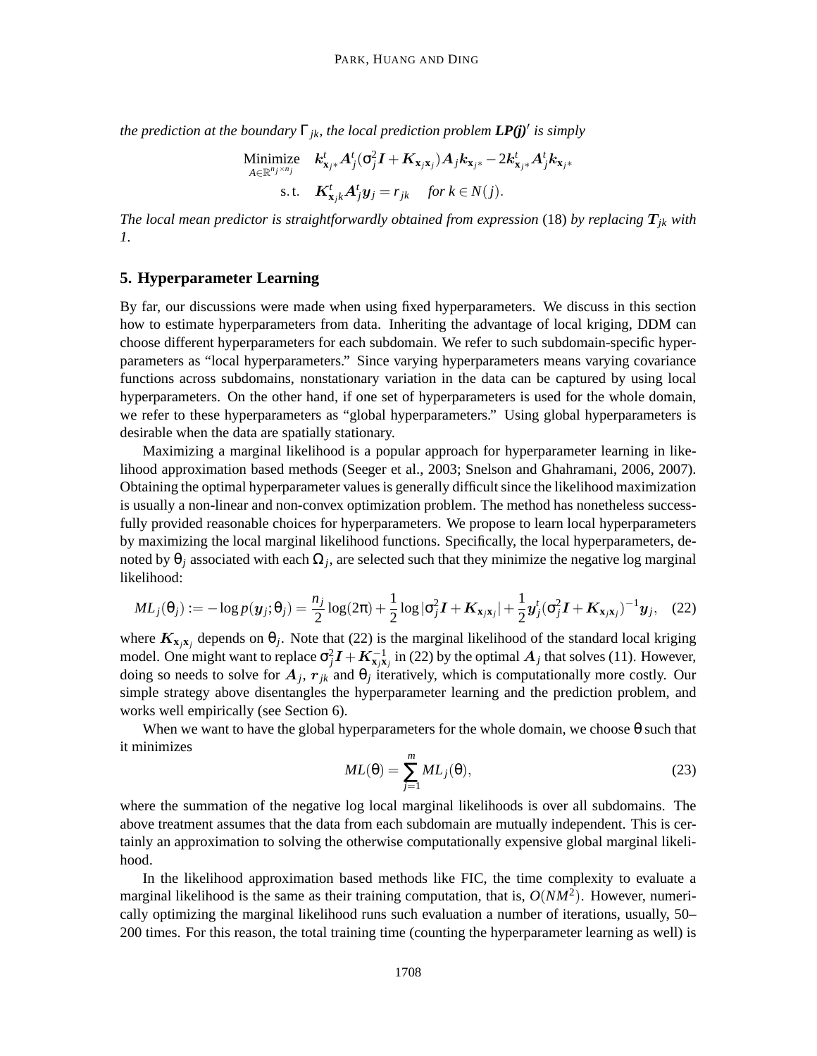*the prediction at the boundary $\Gamma_{jk}$, the local prediction problem **LP(j)**$'$ is simply*

$$\begin{aligned}
\underset{A \in \mathbb{R}^{n_j \times n_j}}{\text{Minimize}} \quad & \boldsymbol{k}_{\mathbf{x}_j *}^t \boldsymbol{A}_j^t (\sigma_j^2 \boldsymbol{I} + \boldsymbol{K}_{\mathbf{x}_j \mathbf{x}_j}) \boldsymbol{A}_j \boldsymbol{k}_{\mathbf{x}_j *} - 2 \boldsymbol{k}_{\mathbf{x}_j *}^t \boldsymbol{A}_j^t \boldsymbol{k}_{\mathbf{x}_j *} \\
\text{s.t.} \quad & \boldsymbol{K}_{\mathbf{x}_j k}^t \boldsymbol{A}_j^t \boldsymbol{y}_j = r_{jk} \quad \textit{for } k \in N(j).
\end{aligned}$$

*The local mean predictor is straightforwardly obtained from expression* (18) *by replacing $\boldsymbol{T}_{jk}$ with 1.*

## 5. Hyperparameter Learning

By far, our discussions were made when using fixed hyperparameters. We discuss in this section how to estimate hyperparameters from data. Inheriting the advantage of local kriging, DDM can choose different hyperparameters for each subdomain. We refer to such subdomain-specific hyperparameters as "local hyperparameters." Since varying hyperparameters means varying covariance functions across subdomains, nonstationary variation in the data can be captured by using local hyperparameters. On the other hand, if one set of hyperparameters is used for the whole domain, we refer to these hyperparameters as "global hyperparameters." Using global hyperparameters is desirable when the data are spatially stationary.

Maximizing a marginal likelihood is a popular approach for hyperparameter learning in likelihood approximation based methods (Seeger et al., 2003; Snelson and Ghahramani, 2006, 2007). Obtaining the optimal hyperparameter values is generally difficult since the likelihood maximization is usually a non-linear and non-convex optimization problem. The method has nonetheless successfully provided reasonable choices for hyperparameters. We propose to learn local hyperparameters by maximizing the local marginal likelihood functions. Specifically, the local hyperparameters, denoted by $\theta_j$ associated with each $\Omega_j$, are selected such that they minimize the negative log marginal likelihood:

$$ML_j(\theta_j) := -\log p(\boldsymbol{y}_j; \theta_j) = \frac{n_j}{2}\log(2\pi) + \frac{1}{2}\log|\sigma_j^2 \boldsymbol{I} + \boldsymbol{K}_{\mathbf{x}_j \mathbf{x}_j}| + \frac{1}{2}\boldsymbol{y}_j^t(\sigma_j^2 \boldsymbol{I} + \boldsymbol{K}_{\mathbf{x}_j \mathbf{x}_j})^{-1}\boldsymbol{y}_j, \quad (22)$$

where $\boldsymbol{K}_{\mathbf{x}_j \mathbf{x}_j}$ depends on $\theta_j$. Note that (22) is the marginal likelihood of the standard local kriging model. One might want to replace $\sigma_j^2 \boldsymbol{I} + \boldsymbol{K}_{\mathbf{x}_j \mathbf{x}_j}^{-1}$ in (22) by the optimal $\boldsymbol{A}_j$ that solves (11). However, doing so needs to solve for $\boldsymbol{A}_j$, $\boldsymbol{r}_{jk}$ and $\theta_j$ iteratively, which is computationally more costly. Our simple strategy above disentangles the hyperparameter learning and the prediction problem, and works well empirically (see Section 6).

When we want to have the global hyperparameters for the whole domain, we choose $\theta$ such that it minimizes

$$ML(\theta) = \sum_{j=1}^{m} ML_j(\theta), \quad (23)$$

where the summation of the negative log local marginal likelihoods is over all subdomains. The above treatment assumes that the data from each subdomain are mutually independent. This is certainly an approximation to solving the otherwise computationally expensive global marginal likelihood.

In the likelihood approximation based methods like FIC, the time complexity to evaluate a marginal likelihood is the same as their training computation, that is, $O(NM^2)$. However, numerically optimizing the marginal likelihood runs such evaluation a number of iterations, usually, 50–200 times. For this reason, the total training time (counting the hyperparameter learning as well) is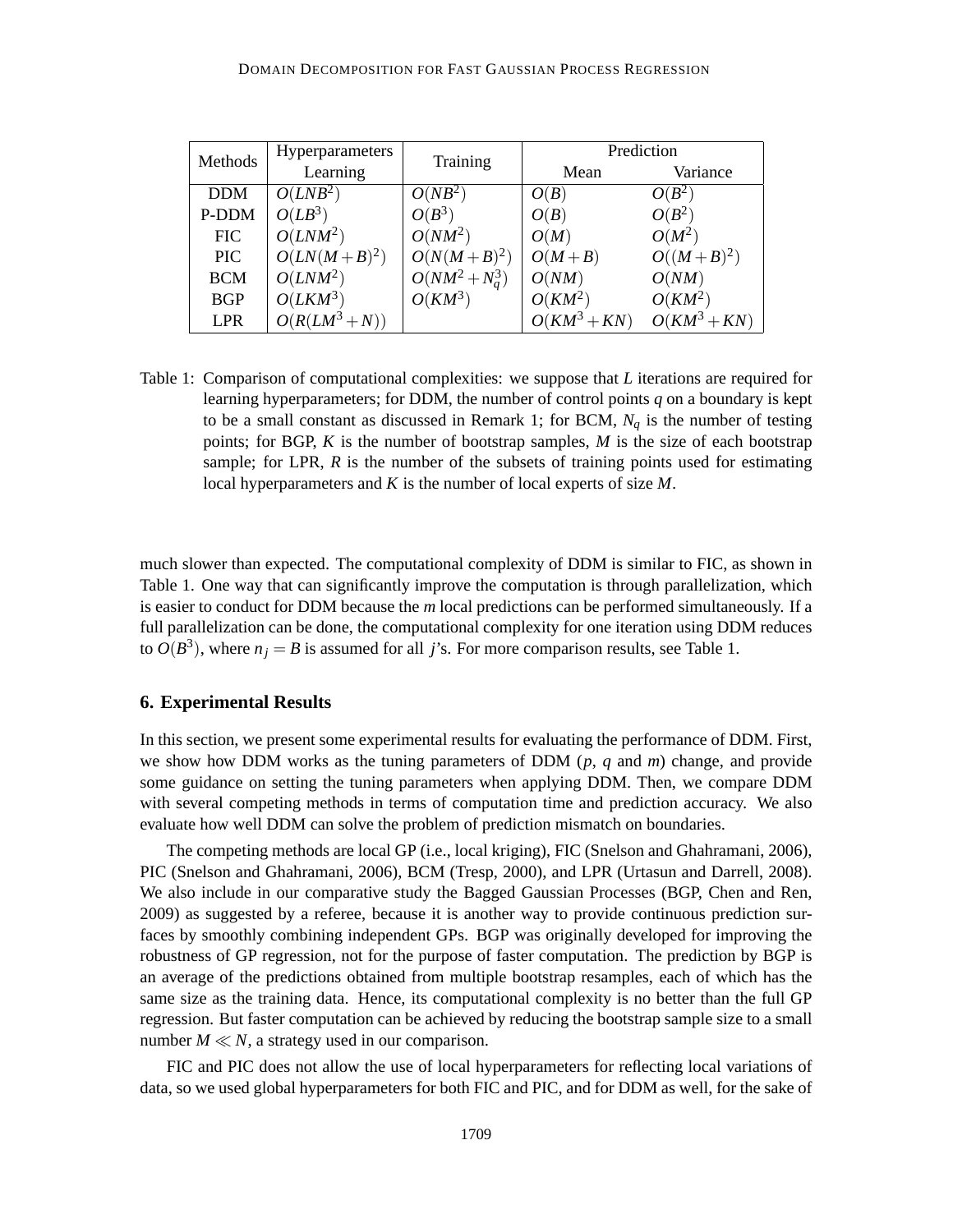| Methods | Hyperparameters Learning | Training | Prediction | |
|---|---|---|---|---|
| | | | Mean | Variance |
| DDM | $O(LNB^2)$ | $O(NB^2)$ | $O(B)$ | $O(B^2)$ |
| P-DDM | $O(LB^3)$ | $O(B^3)$ | $O(B)$ | $O(B^2)$ |
| FIC | $O(LNM^2)$ | $O(NM^2)$ | $O(M)$ | $O(M^2)$ |
| PIC | $O(LN(M+B)^2)$ | $O(N(M+B)^2)$ | $O(M+B)$ | $O((M+B)^2)$ |
| BCM | $O(LNM^2)$ | $O(NM^2+N_q^3)$ | $O(NM)$ | $O(NM)$ |
| BGP | $O(LKM^3)$ | $O(KM^3)$ | $O(KM^2)$ | $O(KM^2)$ |
| LPR | $O(R(LM^3+N))$ | | $O(KM^3+KN)$ | $O(KM^3+KN)$ |

Table 1: Comparison of computational complexities: we suppose that $L$ iterations are required for learning hyperparameters; for DDM, the number of control points $q$ on a boundary is kept to be a small constant as discussed in Remark 1; for BCM, $N_q$ is the number of testing points; for BGP, $K$ is the number of bootstrap samples, $M$ is the size of each bootstrap sample; for LPR, $R$ is the number of the subsets of training points used for estimating local hyperparameters and $K$ is the number of local experts of size $M$.

much slower than expected. The computational complexity of DDM is similar to FIC, as shown in Table 1. One way that can significantly improve the computation is through parallelization, which is easier to conduct for DDM because the $m$ local predictions can be performed simultaneously. If a full parallelization can be done, the computational complexity for one iteration using DDM reduces to $O(B^3)$, where $n_j = B$ is assumed for all $j$'s. For more comparison results, see Table 1.

## 6. Experimental Results

In this section, we present some experimental results for evaluating the performance of DDM. First, we show how DDM works as the tuning parameters of DDM ($p$, $q$ and $m$) change, and provide some guidance on setting the tuning parameters when applying DDM. Then, we compare DDM with several competing methods in terms of computation time and prediction accuracy. We also evaluate how well DDM can solve the problem of prediction mismatch on boundaries.

The competing methods are local GP (i.e., local kriging), FIC (Snelson and Ghahramani, 2006), PIC (Snelson and Ghahramani, 2006), BCM (Tresp, 2000), and LPR (Urtasun and Darrell, 2008). We also include in our comparative study the Bagged Gaussian Processes (BGP, Chen and Ren, 2009) as suggested by a referee, because it is another way to provide continuous prediction surfaces by smoothly combining independent GPs. BGP was originally developed for improving the robustness of GP regression, not for the purpose of faster computation. The prediction by BGP is an average of the predictions obtained from multiple bootstrap resamples, each of which has the same size as the training data. Hence, its computational complexity is no better than the full GP regression. But faster computation can be achieved by reducing the bootstrap sample size to a small number $M \ll N$, a strategy used in our comparison.

FIC and PIC does not allow the use of local hyperparameters for reflecting local variations of data, so we used global hyperparameters for both FIC and PIC, and for DDM as well, for the sake of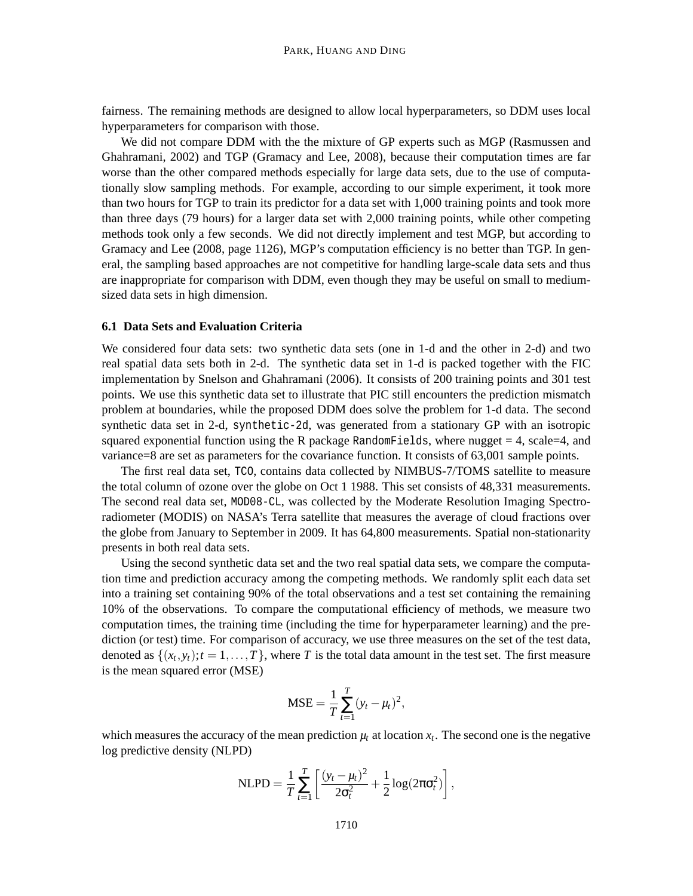fairness. The remaining methods are designed to allow local hyperparameters, so DDM uses local hyperparameters for comparison with those.

We did not compare DDM with the the mixture of GP experts such as MGP (Rasmussen and Ghahramani, 2002) and TGP (Gramacy and Lee, 2008), because their computation times are far worse than the other compared methods especially for large data sets, due to the use of computationally slow sampling methods. For example, according to our simple experiment, it took more than two hours for TGP to train its predictor for a data set with 1,000 training points and took more than three days (79 hours) for a larger data set with 2,000 training points, while other competing methods took only a few seconds. We did not directly implement and test MGP, but according to Gramacy and Lee (2008, page 1126), MGP's computation efficiency is no better than TGP. In general, the sampling based approaches are not competitive for handling large-scale data sets and thus are inappropriate for comparison with DDM, even though they may be useful on small to medium-sized data sets in high dimension.

### 6.1 Data Sets and Evaluation Criteria

We considered four data sets: two synthetic data sets (one in 1-d and the other in 2-d) and two real spatial data sets both in 2-d. The synthetic data set in 1-d is packed together with the FIC implementation by Snelson and Ghahramani (2006). It consists of 200 training points and 301 test points. We use this synthetic data set to illustrate that PIC still encounters the prediction mismatch problem at boundaries, while the proposed DDM does solve the problem for 1-d data. The second synthetic data set in 2-d, `synthetic-2d`, was generated from a stationary GP with an isotropic squared exponential function using the R package `RandomFields`, where nugget = 4, scale=4, and variance=8 are set as parameters for the covariance function. It consists of 63,001 sample points.

The first real data set, `TCO`, contains data collected by NIMBUS-7/TOMS satellite to measure the total column of ozone over the globe on Oct 1 1988. This set consists of 48,331 measurements. The second real data set, `MOD08-CL`, was collected by the Moderate Resolution Imaging Spectroradiometer (MODIS) on NASA's Terra satellite that measures the average of cloud fractions over the globe from January to September in 2009. It has 64,800 measurements. Spatial non-stationarity presents in both real data sets.

Using the second synthetic data set and the two real spatial data sets, we compare the computation time and prediction accuracy among the competing methods. We randomly split each data set into a training set containing 90% of the total observations and a test set containing the remaining 10% of the observations. To compare the computational efficiency of methods, we measure two computation times, the training time (including the time for hyperparameter learning) and the prediction (or test) time. For comparison of accuracy, we use three measures on the set of the test data, denoted as $\{(x_t, y_t); t = 1, \ldots, T\}$, where $T$ is the total data amount in the test set. The first measure is the mean squared error (MSE)

$$\text{MSE} = \frac{1}{T}\sum_{t=1}^{T}(y_t - \mu_t)^2,$$

which measures the accuracy of the mean prediction $\mu_t$ at location $x_t$. The second one is the negative log predictive density (NLPD)

$$\text{NLPD} = \frac{1}{T}\sum_{t=1}^{T}\left[\frac{(y_t - \mu_t)^2}{2\sigma_t^2} + \frac{1}{2}\log(2\pi\sigma_t^2)\right],$$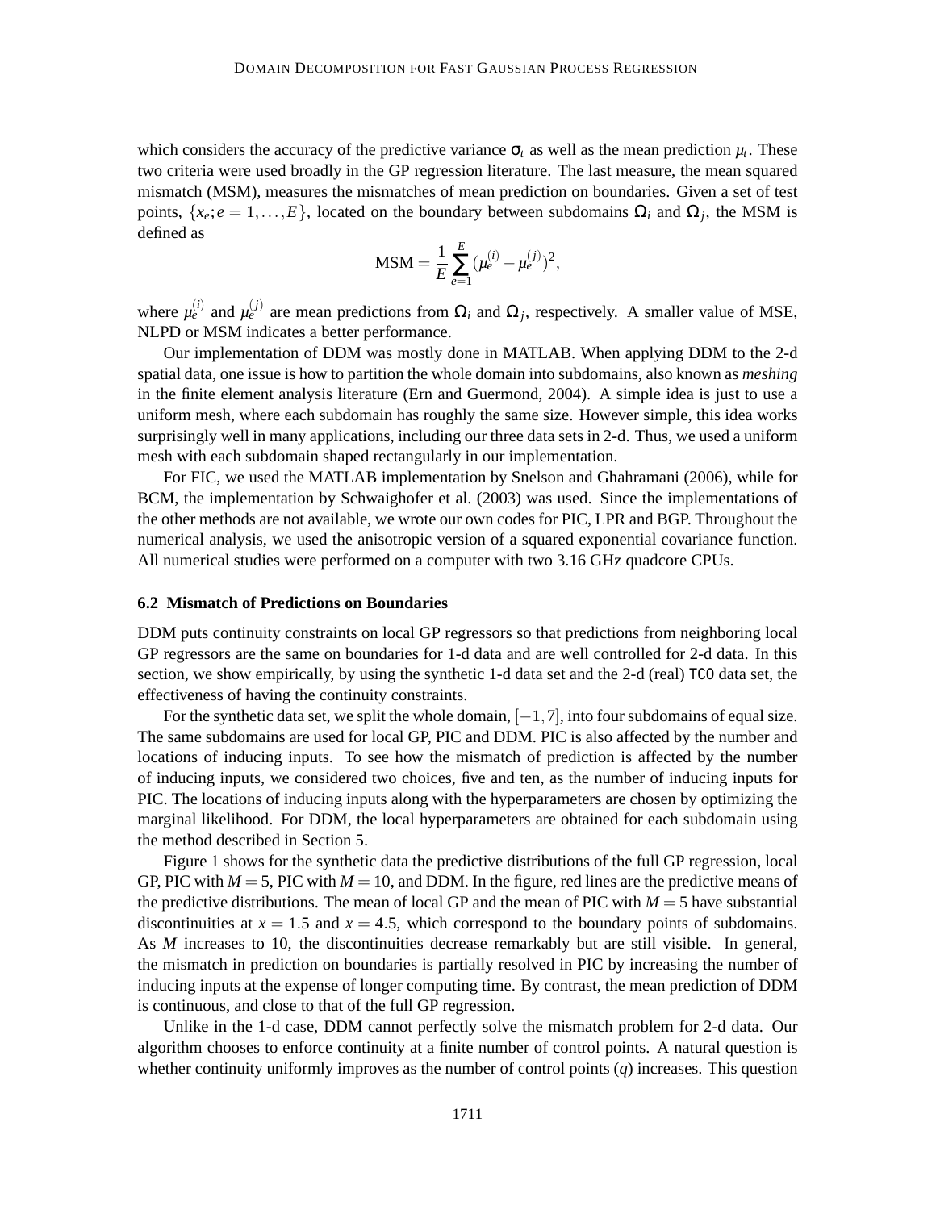which considers the accuracy of the predictive variance $\sigma_t$ as well as the mean prediction $\mu_t$. These two criteria were used broadly in the GP regression literature. The last measure, the mean squared mismatch (MSM), measures the mismatches of mean prediction on boundaries. Given a set of test points, $\{x_e; e = 1, \ldots, E\}$, located on the boundary between subdomains $\Omega_i$ and $\Omega_j$, the MSM is defined as

$$\text{MSM} = \frac{1}{E}\sum_{e=1}^{E}(\mu_e^{(i)} - \mu_e^{(j)})^2,$$

where $\mu_e^{(i)}$ and $\mu_e^{(j)}$ are mean predictions from $\Omega_i$ and $\Omega_j$, respectively. A smaller value of MSE, NLPD or MSM indicates a better performance.

Our implementation of DDM was mostly done in MATLAB. When applying DDM to the 2-d spatial data, one issue is how to partition the whole domain into subdomains, also known as *meshing* in the finite element analysis literature (Ern and Guermond, 2004). A simple idea is just to use a uniform mesh, where each subdomain has roughly the same size. However simple, this idea works surprisingly well in many applications, including our three data sets in 2-d. Thus, we used a uniform mesh with each subdomain shaped rectangularly in our implementation.

For FIC, we used the MATLAB implementation by Snelson and Ghahramani (2006), while for BCM, the implementation by Schwaighofer et al. (2003) was used. Since the implementations of the other methods are not available, we wrote our own codes for PIC, LPR and BGP. Throughout the numerical analysis, we used the anisotropic version of a squared exponential covariance function. All numerical studies were performed on a computer with two 3.16 GHz quadcore CPUs.

### 6.2 Mismatch of Predictions on Boundaries

DDM puts continuity constraints on local GP regressors so that predictions from neighboring local GP regressors are the same on boundaries for 1-d data and are well controlled for 2-d data. In this section, we show empirically, by using the synthetic 1-d data set and the 2-d (real) `TCO` data set, the effectiveness of having the continuity constraints.

For the synthetic data set, we split the whole domain, $[-1, 7]$, into four subdomains of equal size. The same subdomains are used for local GP, PIC and DDM. PIC is also affected by the number and locations of inducing inputs. To see how the mismatch of prediction is affected by the number of inducing inputs, we considered two choices, five and ten, as the number of inducing inputs for PIC. The locations of inducing inputs along with the hyperparameters are chosen by optimizing the marginal likelihood. For DDM, the local hyperparameters are obtained for each subdomain using the method described in Section 5.

Figure 1 shows for the synthetic data the predictive distributions of the full GP regression, local GP, PIC with $M = 5$, PIC with $M = 10$, and DDM. In the figure, red lines are the predictive means of the predictive distributions. The mean of local GP and the mean of PIC with $M = 5$ have substantial discontinuities at $x = 1.5$ and $x = 4.5$, which correspond to the boundary points of subdomains. As $M$ increases to 10, the discontinuities decrease remarkably but are still visible. In general, the mismatch in prediction on boundaries is partially resolved in PIC by increasing the number of inducing inputs at the expense of longer computing time. By contrast, the mean prediction of DDM is continuous, and close to that of the full GP regression.

Unlike in the 1-d case, DDM cannot perfectly solve the mismatch problem for 2-d data. Our algorithm chooses to enforce continuity at a finite number of control points. A natural question is whether continuity uniformly improves as the number of control points ($q$) increases. This question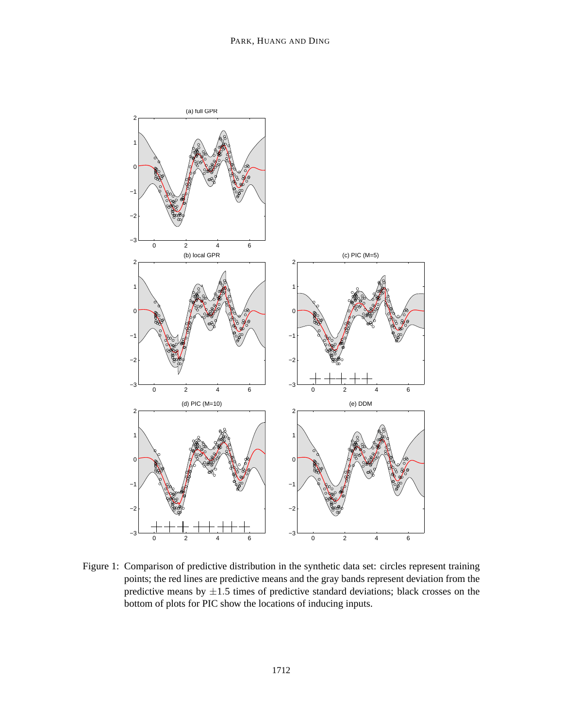Figure 1: Comparison of predictive distribution in the synthetic data set: circles represent training points; the red lines are predictive means and the gray bands represent deviation from the predictive means by $\pm 1.5$ times of predictive standard deviations; black crosses on the bottom of plots for PIC show the locations of inducing inputs.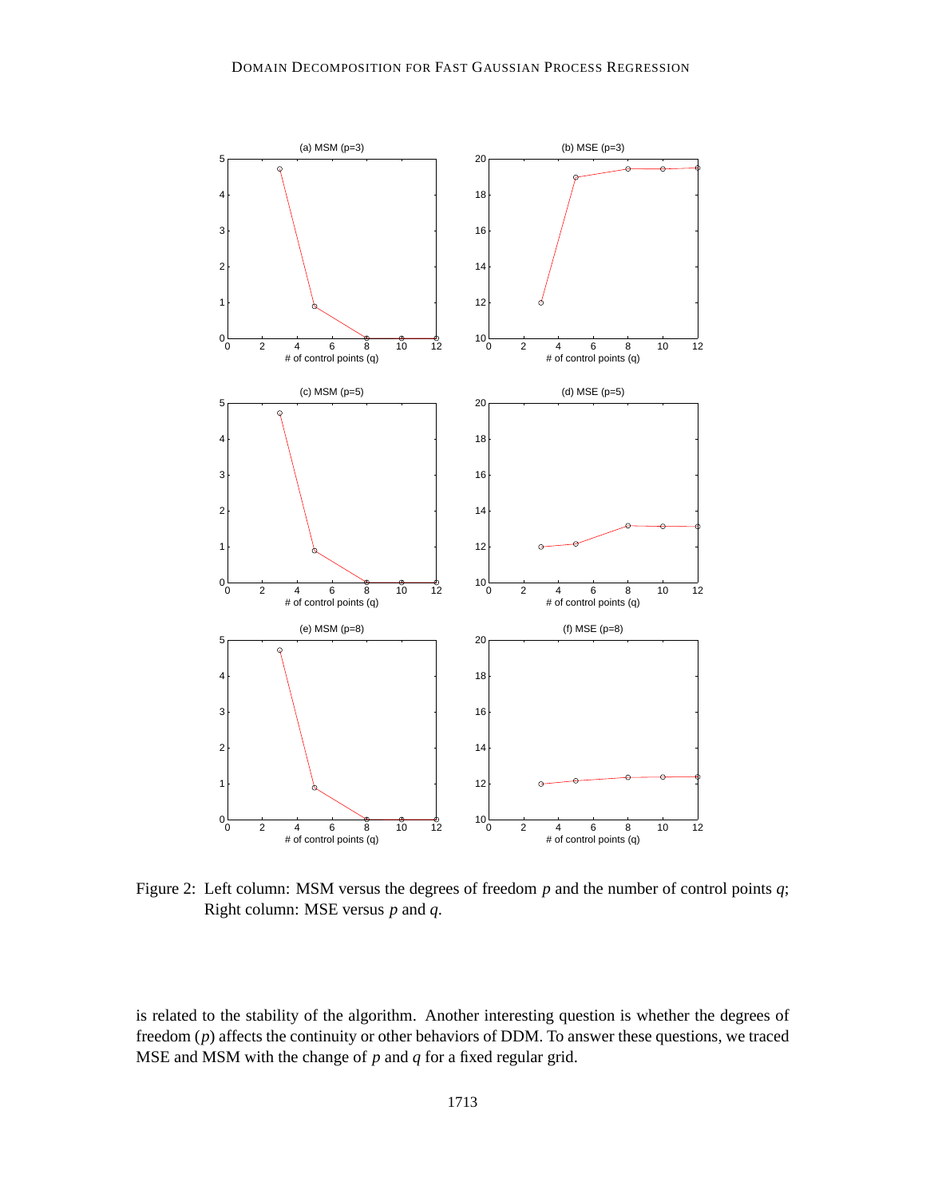Figure 2: Left column: MSM versus the degrees of freedom $p$ and the number of control points $q$; Right column: MSE versus $p$ and $q$.

is related to the stability of the algorithm. Another interesting question is whether the degrees of freedom ($p$) affects the continuity or other behaviors of DDM. To answer these questions, we traced MSE and MSM with the change of $p$ and $q$ for a fixed regular grid.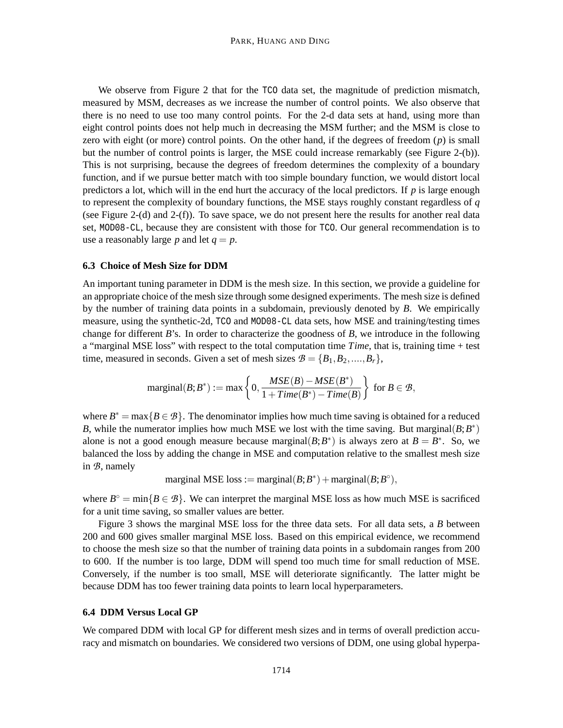We observe from Figure 2 that for the TCO data set, the magnitude of prediction mismatch, measured by MSM, decreases as we increase the number of control points. We also observe that there is no need to use too many control points. For the 2-d data sets at hand, using more than eight control points does not help much in decreasing the MSM further; and the MSM is close to zero with eight (or more) control points. On the other hand, if the degrees of freedom ($p$) is small but the number of control points is larger, the MSE could increase remarkably (see Figure 2-(b)). This is not surprising, because the degrees of freedom determines the complexity of a boundary function, and if we pursue better match with too simple boundary function, we would distort local predictors a lot, which will in the end hurt the accuracy of the local predictors. If $p$ is large enough to represent the complexity of boundary functions, the MSE stays roughly constant regardless of $q$ (see Figure 2-(d) and 2-(f)). To save space, we do not present here the results for another real data set, MOD08-CL, because they are consistent with those for TCO. Our general recommendation is to use a reasonably large $p$ and let $q = p$.

### 6.3 Choice of Mesh Size for DDM

An important tuning parameter in DDM is the mesh size. In this section, we provide a guideline for an appropriate choice of the mesh size through some designed experiments. The mesh size is defined by the number of training data points in a subdomain, previously denoted by $B$. We empirically measure, using the synthetic-2d, TCO and MOD08-CL data sets, how MSE and training/testing times change for different $B$'s. In order to characterize the goodness of $B$, we introduce in the following a "marginal MSE loss" with respect to the total computation time $Time$, that is, training time + test time, measured in seconds. Given a set of mesh sizes $\mathcal{B} = \{B_1, B_2, ...., B_r\}$,

$$\text{marginal}(B; B^*) := \max\left\{0, \frac{MSE(B) - MSE(B^*)}{1 + Time(B^*) - Time(B)}\right\} \text{ for } B \in \mathcal{B},$$

where $B^* = \max\{B \in \mathcal{B}\}$. The denominator implies how much time saving is obtained for a reduced $B$, while the numerator implies how much MSE we lost with the time saving. But marginal$(B; B^*)$ alone is not a good enough measure because marginal$(B; B^*)$ is always zero at $B = B^*$. So, we balanced the loss by adding the change in MSE and computation relative to the smallest mesh size in $\mathcal{B}$, namely

$$\text{marginal MSE loss} := \text{marginal}(B; B^*) + \text{marginal}(B; B^\circ),$$

where $B^\circ = \min\{B \in \mathcal{B}\}$. We can interpret the marginal MSE loss as how much MSE is sacrificed for a unit time saving, so smaller values are better.

Figure 3 shows the marginal MSE loss for the three data sets. For all data sets, a $B$ between 200 and 600 gives smaller marginal MSE loss. Based on this empirical evidence, we recommend to choose the mesh size so that the number of training data points in a subdomain ranges from 200 to 600. If the number is too large, DDM will spend too much time for small reduction of MSE. Conversely, if the number is too small, MSE will deteriorate significantly. The latter might be because DDM has too fewer training data points to learn local hyperparameters.

### 6.4 DDM Versus Local GP

We compared DDM with local GP for different mesh sizes and in terms of overall prediction accuracy and mismatch on boundaries. We considered two versions of DDM, one using global hyperpa-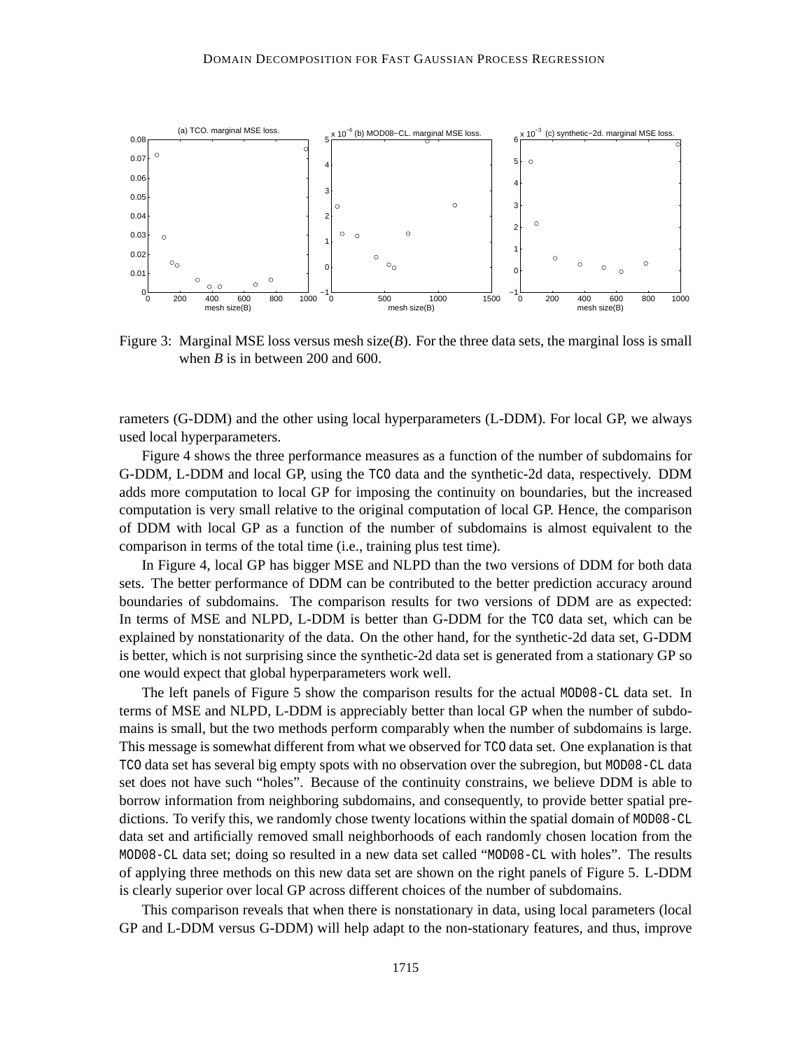Figure 3: Marginal MSE loss versus mesh size($B$). For the three data sets, the marginal loss is small when $B$ is in between 200 and 600.

rameters (G-DDM) and the other using local hyperparameters (L-DDM). For local GP, we always used local hyperparameters.

Figure 4 shows the three performance measures as a function of the number of subdomains for G-DDM, L-DDM and local GP, using the TCO data and the synthetic-2d data, respectively. DDM adds more computation to local GP for imposing the continuity on boundaries, but the increased computation is very small relative to the original computation of local GP. Hence, the comparison of DDM with local GP as a function of the number of subdomains is almost equivalent to the comparison in terms of the total time (i.e., training plus test time).

In Figure 4, local GP has bigger MSE and NLPD than the two versions of DDM for both data sets. The better performance of DDM can be contributed to the better prediction accuracy around boundaries of subdomains. The comparison results for two versions of DDM are as expected: In terms of MSE and NLPD, L-DDM is better than G-DDM for the TCO data set, which can be explained by nonstationarity of the data. On the other hand, for the synthetic-2d data set, G-DDM is better, which is not surprising since the synthetic-2d data set is generated from a stationary GP so one would expect that global hyperparameters work well.

The left panels of Figure 5 show the comparison results for the actual MOD08-CL data set. In terms of MSE and NLPD, L-DDM is appreciably better than local GP when the number of subdomains is small, but the two methods perform comparably when the number of subdomains is large. This message is somewhat different from what we observed for TCO data set. One explanation is that TCO data set has several big empty spots with no observation over the subregion, but MOD08-CL data set does not have such "holes". Because of the continuity constrains, we believe DDM is able to borrow information from neighboring subdomains, and consequently, to provide better spatial predictions. To verify this, we randomly chose twenty locations within the spatial domain of MOD08-CL data set and artificially removed small neighborhoods of each randomly chosen location from the MOD08-CL data set; doing so resulted in a new data set called "MOD08-CL with holes". The results of applying three methods on this new data set are shown on the right panels of Figure 5. L-DDM is clearly superior over local GP across different choices of the number of subdomains.

This comparison reveals that when there is nonstationary in data, using local parameters (local GP and L-DDM versus G-DDM) will help adapt to the non-stationary features, and thus, improve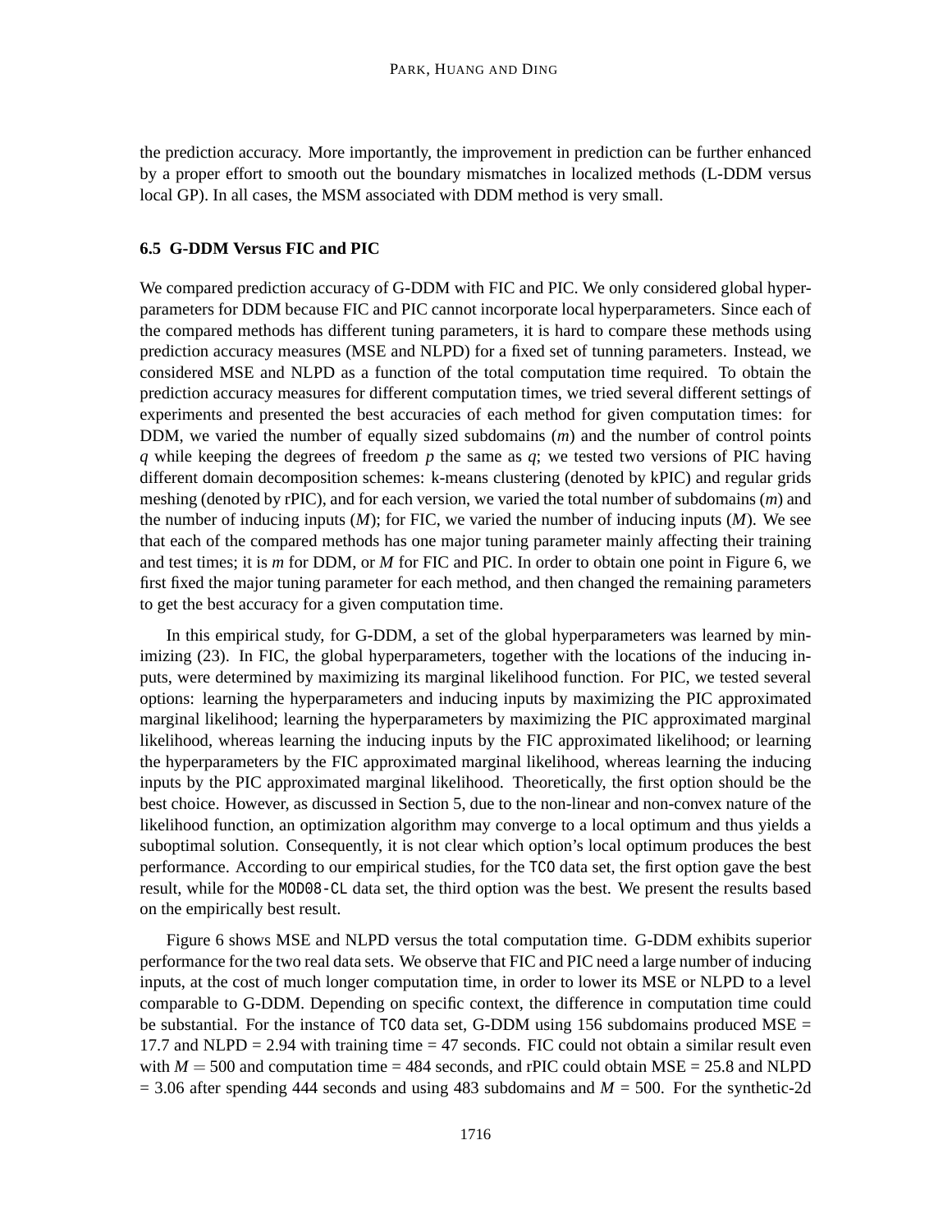the prediction accuracy. More importantly, the improvement in prediction can be further enhanced by a proper effort to smooth out the boundary mismatches in localized methods (L-DDM versus local GP). In all cases, the MSM associated with DDM method is very small.

### 6.5 G-DDM Versus FIC and PIC

We compared prediction accuracy of G-DDM with FIC and PIC. We only considered global hyperparameters for DDM because FIC and PIC cannot incorporate local hyperparameters. Since each of the compared methods has different tuning parameters, it is hard to compare these methods using prediction accuracy measures (MSE and NLPD) for a fixed set of tunning parameters. Instead, we considered MSE and NLPD as a function of the total computation time required. To obtain the prediction accuracy measures for different computation times, we tried several different settings of experiments and presented the best accuracies of each method for given computation times: for DDM, we varied the number of equally sized subdomains ($m$) and the number of control points $q$ while keeping the degrees of freedom $p$ the same as $q$; we tested two versions of PIC having different domain decomposition schemes: k-means clustering (denoted by kPIC) and regular grids meshing (denoted by rPIC), and for each version, we varied the total number of subdomains ($m$) and the number of inducing inputs ($M$); for FIC, we varied the number of inducing inputs ($M$). We see that each of the compared methods has one major tuning parameter mainly affecting their training and test times; it is $m$ for DDM, or $M$ for FIC and PIC. In order to obtain one point in Figure 6, we first fixed the major tuning parameter for each method, and then changed the remaining parameters to get the best accuracy for a given computation time.

In this empirical study, for G-DDM, a set of the global hyperparameters was learned by minimizing (23). In FIC, the global hyperparameters, together with the locations of the inducing inputs, were determined by maximizing its marginal likelihood function. For PIC, we tested several options: learning the hyperparameters and inducing inputs by maximizing the PIC approximated marginal likelihood; learning the hyperparameters by maximizing the PIC approximated marginal likelihood, whereas learning the inducing inputs by the FIC approximated likelihood; or learning the hyperparameters by the FIC approximated marginal likelihood, whereas learning the inducing inputs by the PIC approximated marginal likelihood. Theoretically, the first option should be the best choice. However, as discussed in Section 5, due to the non-linear and non-convex nature of the likelihood function, an optimization algorithm may converge to a local optimum and thus yields a suboptimal solution. Consequently, it is not clear which option's local optimum produces the best performance. According to our empirical studies, for the `TCO` data set, the first option gave the best result, while for the `MOD08-CL` data set, the third option was the best. We present the results based on the empirically best result.

Figure 6 shows MSE and NLPD versus the total computation time. G-DDM exhibits superior performance for the two real data sets. We observe that FIC and PIC need a large number of inducing inputs, at the cost of much longer computation time, in order to lower its MSE or NLPD to a level comparable to G-DDM. Depending on specific context, the difference in computation time could be substantial. For the instance of `TCO` data set, G-DDM using 156 subdomains produced MSE = 17.7 and NLPD = 2.94 with training time = 47 seconds. FIC could not obtain a similar result even with $M = 500$ and computation time = 484 seconds, and rPIC could obtain MSE = 25.8 and NLPD = 3.06 after spending 444 seconds and using 483 subdomains and $M$ = 500. For the synthetic-2d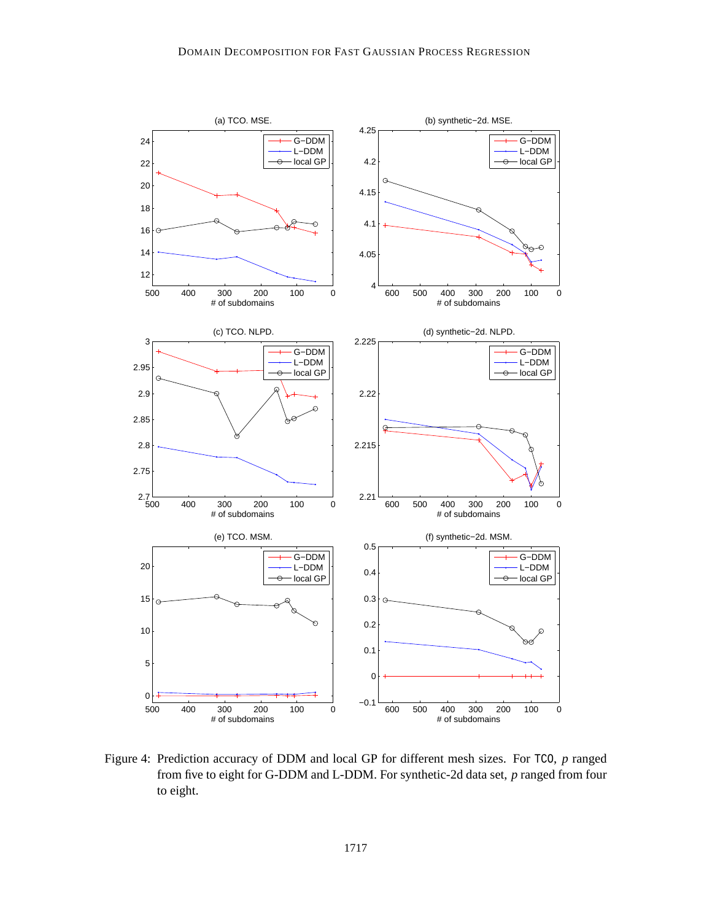Figure 4: Prediction accuracy of DDM and local GP for different mesh sizes. For TCO, $p$ ranged from five to eight for G-DDM and L-DDM. For synthetic-2d data set, $p$ ranged from four to eight.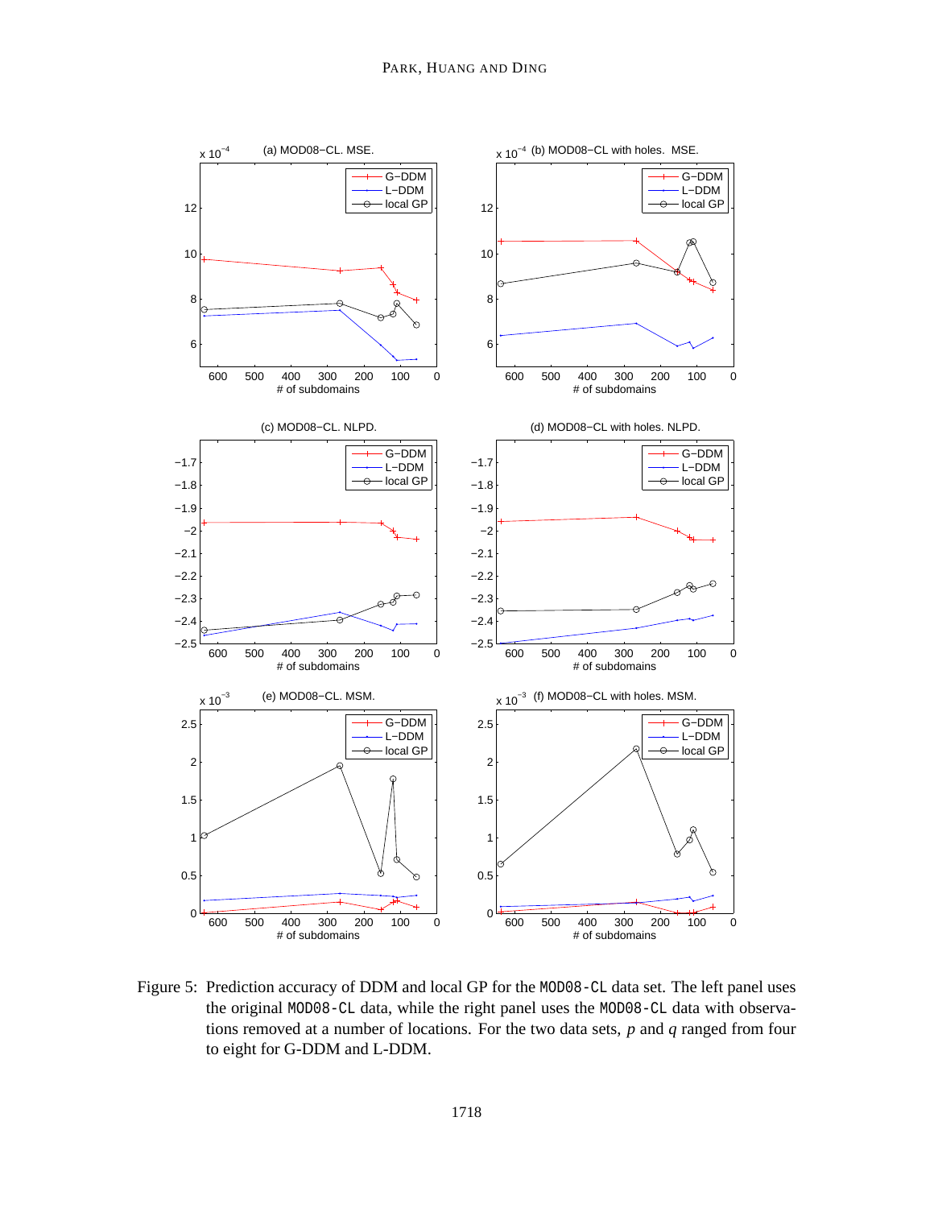Figure 5: Prediction accuracy of DDM and local GP for the MOD08-CL data set. The left panel uses the original MOD08-CL data, while the right panel uses the MOD08-CL data with observations removed at a number of locations. For the two data sets, $p$ and $q$ ranged from four to eight for G-DDM and L-DDM.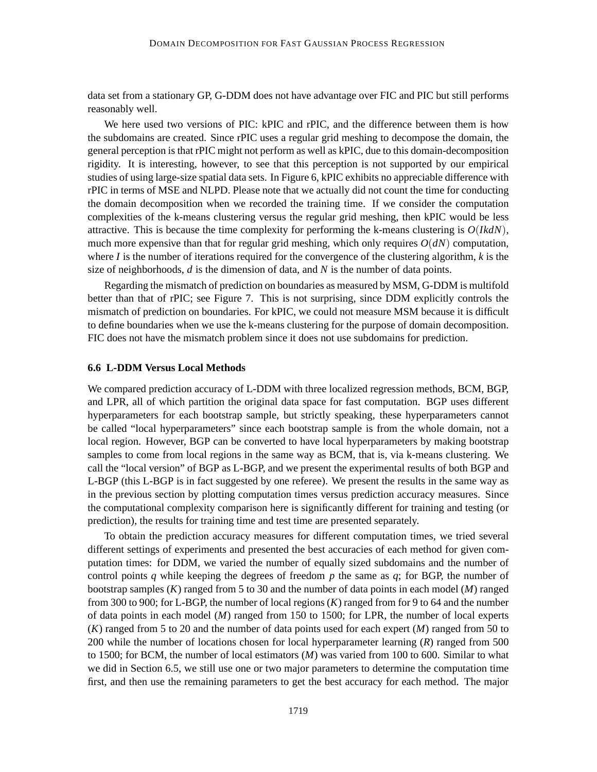data set from a stationary GP, G-DDM does not have advantage over FIC and PIC but still performs reasonably well.

We here used two versions of PIC: kPIC and rPIC, and the difference between them is how the subdomains are created. Since rPIC uses a regular grid meshing to decompose the domain, the general perception is that rPIC might not perform as well as kPIC, due to this domain-decomposition rigidity. It is interesting, however, to see that this perception is not supported by our empirical studies of using large-size spatial data sets. In Figure 6, kPIC exhibits no appreciable difference with rPIC in terms of MSE and NLPD. Please note that we actually did not count the time for conducting the domain decomposition when we recorded the training time. If we consider the computation complexities of the k-means clustering versus the regular grid meshing, then kPIC would be less attractive. This is because the time complexity for performing the k-means clustering is $O(IkdN)$, much more expensive than that for regular grid meshing, which only requires $O(dN)$ computation, where $I$ is the number of iterations required for the convergence of the clustering algorithm, $k$ is the size of neighborhoods, $d$ is the dimension of data, and $N$ is the number of data points.

Regarding the mismatch of prediction on boundaries as measured by MSM, G-DDM is multifold better than that of rPIC; see Figure 7. This is not surprising, since DDM explicitly controls the mismatch of prediction on boundaries. For kPIC, we could not measure MSM because it is difficult to define boundaries when we use the k-means clustering for the purpose of domain decomposition. FIC does not have the mismatch problem since it does not use subdomains for prediction.

### 6.6 L-DDM Versus Local Methods

We compared prediction accuracy of L-DDM with three localized regression methods, BCM, BGP, and LPR, all of which partition the original data space for fast computation. BGP uses different hyperparameters for each bootstrap sample, but strictly speaking, these hyperparameters cannot be called "local hyperparameters" since each bootstrap sample is from the whole domain, not a local region. However, BGP can be converted to have local hyperparameters by making bootstrap samples to come from local regions in the same way as BCM, that is, via k-means clustering. We call the "local version" of BGP as L-BGP, and we present the experimental results of both BGP and L-BGP (this L-BGP is in fact suggested by one referee). We present the results in the same way as in the previous section by plotting computation times versus prediction accuracy measures. Since the computational complexity comparison here is significantly different for training and testing (or prediction), the results for training time and test time are presented separately.

To obtain the prediction accuracy measures for different computation times, we tried several different settings of experiments and presented the best accuracies of each method for given computation times: for DDM, we varied the number of equally sized subdomains and the number of control points $q$ while keeping the degrees of freedom $p$ the same as $q$; for BGP, the number of bootstrap samples ($K$) ranged from 5 to 30 and the number of data points in each model ($M$) ranged from 300 to 900; for L-BGP, the number of local regions ($K$) ranged from for 9 to 64 and the number of data points in each model ($M$) ranged from 150 to 1500; for LPR, the number of local experts ($K$) ranged from 5 to 20 and the number of data points used for each expert ($M$) ranged from 50 to 200 while the number of locations chosen for local hyperparameter learning ($R$) ranged from 500 to 1500; for BCM, the number of local estimators ($M$) was varied from 100 to 600. Similar to what we did in Section 6.5, we still use one or two major parameters to determine the computation time first, and then use the remaining parameters to get the best accuracy for each method. The major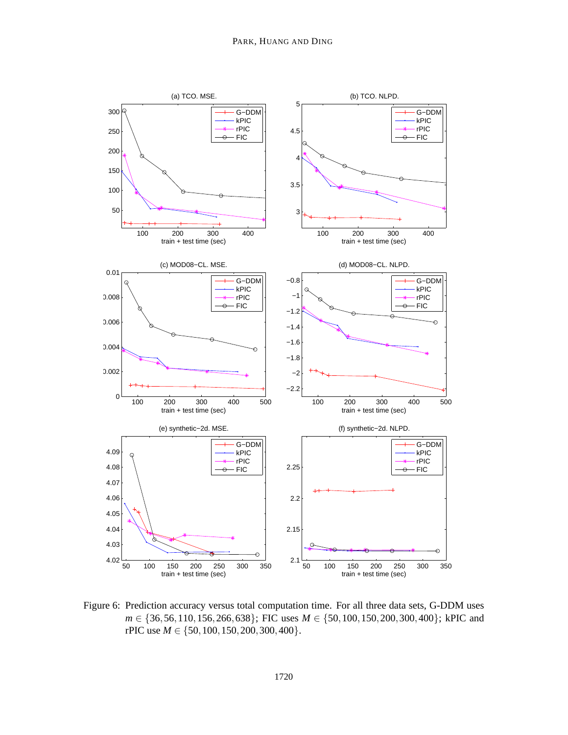Figure 6: Prediction accuracy versus total computation time. For all three data sets, G-DDM uses $m \in \{36, 56, 110, 156, 266, 638\}$; FIC uses $M \in \{50, 100, 150, 200, 300, 400\}$; kPIC and rPIC use $M \in \{50, 100, 150, 200, 300, 400\}$.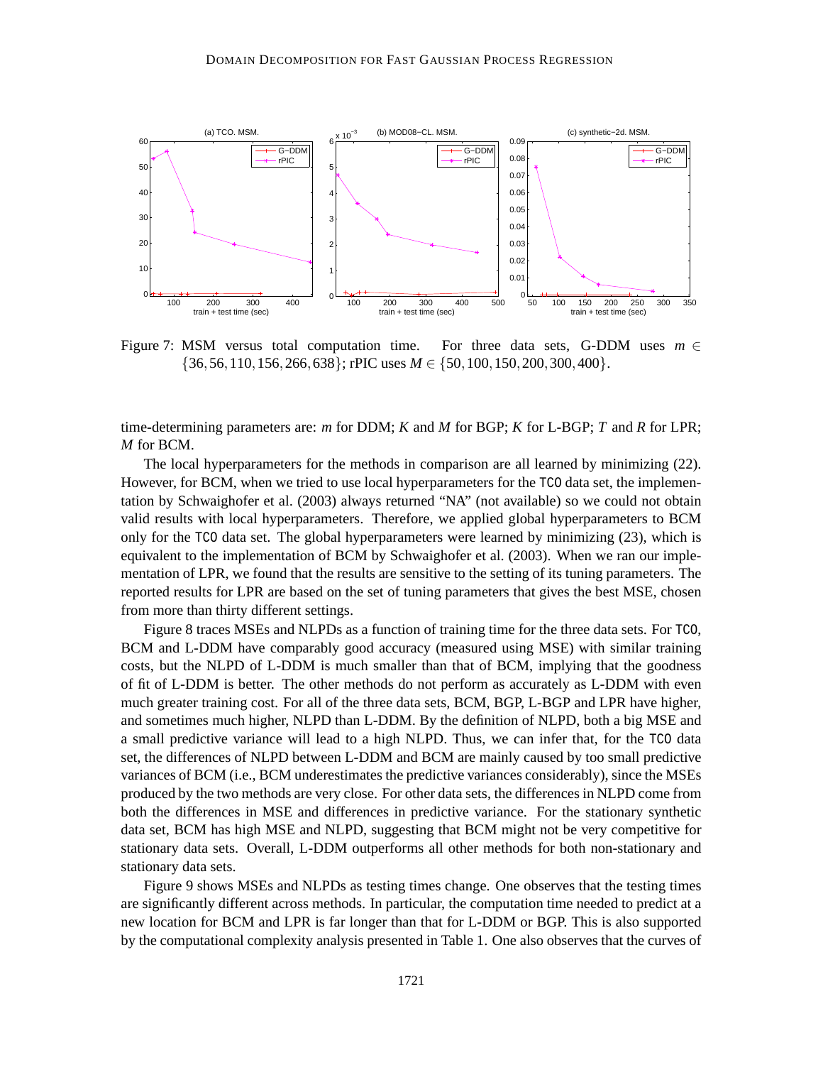Figure 7: MSM versus total computation time. For three data sets, G-DDM uses $m \in \{36, 56, 110, 156, 266, 638\}$; rPIC uses $M \in \{50, 100, 150, 200, 300, 400\}$.

time-determining parameters are: $m$ for DDM; $K$ and $M$ for BGP; $K$ for L-BGP; $T$ and $R$ for LPR; $M$ for BCM.

The local hyperparameters for the methods in comparison are all learned by minimizing (22). However, for BCM, when we tried to use local hyperparameters for the TCO data set, the implementation by Schwaighofer et al. (2003) always returned "NA" (not available) so we could not obtain valid results with local hyperparameters. Therefore, we applied global hyperparameters to BCM only for the TCO data set. The global hyperparameters were learned by minimizing (23), which is equivalent to the implementation of BCM by Schwaighofer et al. (2003). When we ran our implementation of LPR, we found that the results are sensitive to the setting of its tuning parameters. The reported results for LPR are based on the set of tuning parameters that gives the best MSE, chosen from more than thirty different settings.

Figure 8 traces MSEs and NLPDs as a function of training time for the three data sets. For TCO, BCM and L-DDM have comparably good accuracy (measured using MSE) with similar training costs, but the NLPD of L-DDM is much smaller than that of BCM, implying that the goodness of fit of L-DDM is better. The other methods do not perform as accurately as L-DDM with even much greater training cost. For all of the three data sets, BCM, BGP, L-BGP and LPR have higher, and sometimes much higher, NLPD than L-DDM. By the definition of NLPD, both a big MSE and a small predictive variance will lead to a high NLPD. Thus, we can infer that, for the TCO data set, the differences of NLPD between L-DDM and BCM are mainly caused by too small predictive variances of BCM (i.e., BCM underestimates the predictive variances considerably), since the MSEs produced by the two methods are very close. For other data sets, the differences in NLPD come from both the differences in MSE and differences in predictive variance. For the stationary synthetic data set, BCM has high MSE and NLPD, suggesting that BCM might not be very competitive for stationary data sets. Overall, L-DDM outperforms all other methods for both non-stationary and stationary data sets.

Figure 9 shows MSEs and NLPDs as testing times change. One observes that the testing times are significantly different across methods. In particular, the computation time needed to predict at a new location for BCM and LPR is far longer than that for L-DDM or BGP. This is also supported by the computational complexity analysis presented in Table 1. One also observes that the curves of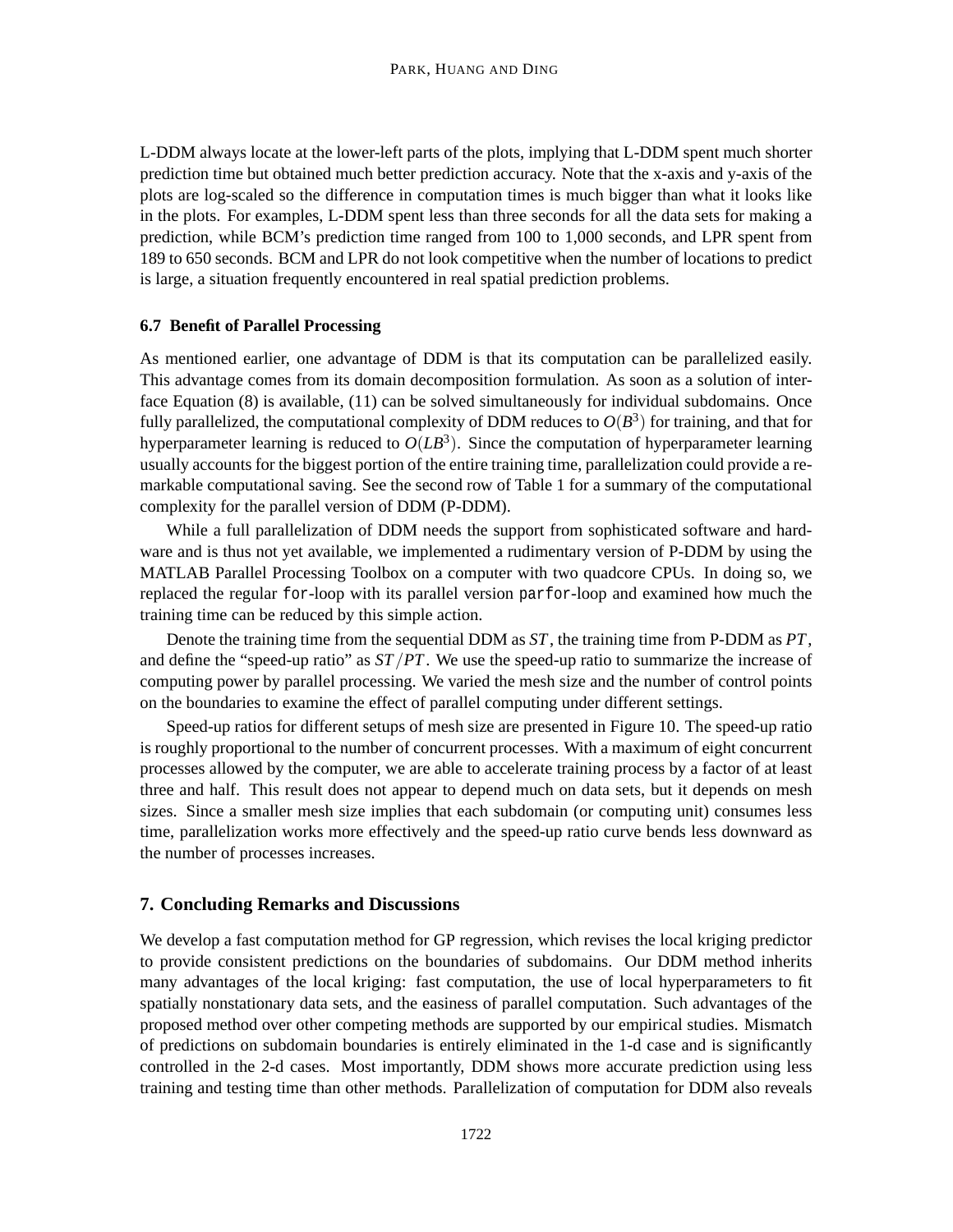L-DDM always locate at the lower-left parts of the plots, implying that L-DDM spent much shorter prediction time but obtained much better prediction accuracy. Note that the x-axis and y-axis of the plots are log-scaled so the difference in computation times is much bigger than what it looks like in the plots. For examples, L-DDM spent less than three seconds for all the data sets for making a prediction, while BCM's prediction time ranged from 100 to 1,000 seconds, and LPR spent from 189 to 650 seconds. BCM and LPR do not look competitive when the number of locations to predict is large, a situation frequently encountered in real spatial prediction problems.

### 6.7 Benefit of Parallel Processing

As mentioned earlier, one advantage of DDM is that its computation can be parallelized easily. This advantage comes from its domain decomposition formulation. As soon as a solution of interface Equation (8) is available, (11) can be solved simultaneously for individual subdomains. Once fully parallelized, the computational complexity of DDM reduces to $O(B^3)$ for training, and that for hyperparameter learning is reduced to $O(LB^3)$. Since the computation of hyperparameter learning usually accounts for the biggest portion of the entire training time, parallelization could provide a remarkable computational saving. See the second row of Table 1 for a summary of the computational complexity for the parallel version of DDM (P-DDM).

While a full parallelization of DDM needs the support from sophisticated software and hardware and is thus not yet available, we implemented a rudimentary version of P-DDM by using the MATLAB Parallel Processing Toolbox on a computer with two quadcore CPUs. In doing so, we replaced the regular `for`-loop with its parallel version `parfor`-loop and examined how much the training time can be reduced by this simple action.

Denote the training time from the sequential DDM as $ST$, the training time from P-DDM as $PT$, and define the "speed-up ratio" as $ST/PT$. We use the speed-up ratio to summarize the increase of computing power by parallel processing. We varied the mesh size and the number of control points on the boundaries to examine the effect of parallel computing under different settings.

Speed-up ratios for different setups of mesh size are presented in Figure 10. The speed-up ratio is roughly proportional to the number of concurrent processes. With a maximum of eight concurrent processes allowed by the computer, we are able to accelerate training process by a factor of at least three and half. This result does not appear to depend much on data sets, but it depends on mesh sizes. Since a smaller mesh size implies that each subdomain (or computing unit) consumes less time, parallelization works more effectively and the speed-up ratio curve bends less downward as the number of processes increases.

## 7. Concluding Remarks and Discussions

We develop a fast computation method for GP regression, which revises the local kriging predictor to provide consistent predictions on the boundaries of subdomains. Our DDM method inherits many advantages of the local kriging: fast computation, the use of local hyperparameters to fit spatially nonstationary data sets, and the easiness of parallel computation. Such advantages of the proposed method over other competing methods are supported by our empirical studies. Mismatch of predictions on subdomain boundaries is entirely eliminated in the 1-d case and is significantly controlled in the 2-d cases. Most importantly, DDM shows more accurate prediction using less training and testing time than other methods. Parallelization of computation for DDM also reveals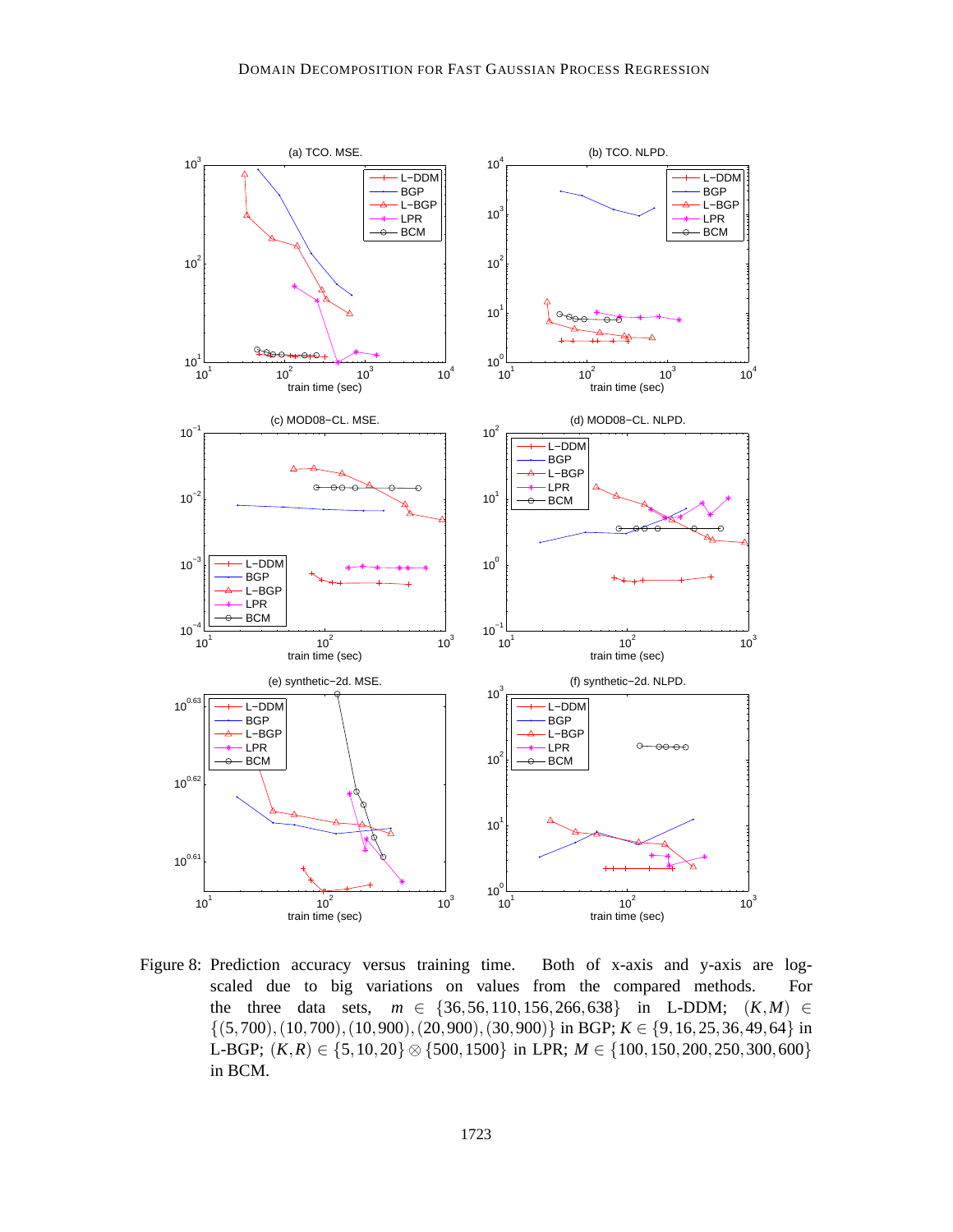Figure 8: Prediction accuracy versus training time. Both of x-axis and y-axis are log-scaled due to big variations on values from the compared methods. For the three data sets, $m \in \{36, 56, 110, 156, 266, 638\}$ in L-DDM; $(K, M) \in \{(5, 700), (10, 700), (10, 900), (20, 900), (30, 900)\}$ in BGP; $K \in \{9, 16, 25, 36, 49, 64\}$ in L-BGP; $(K, R) \in \{5, 10, 20\} \otimes \{500, 1500\}$ in LPR; $M \in \{100, 150, 200, 250, 300, 600\}$ in BCM.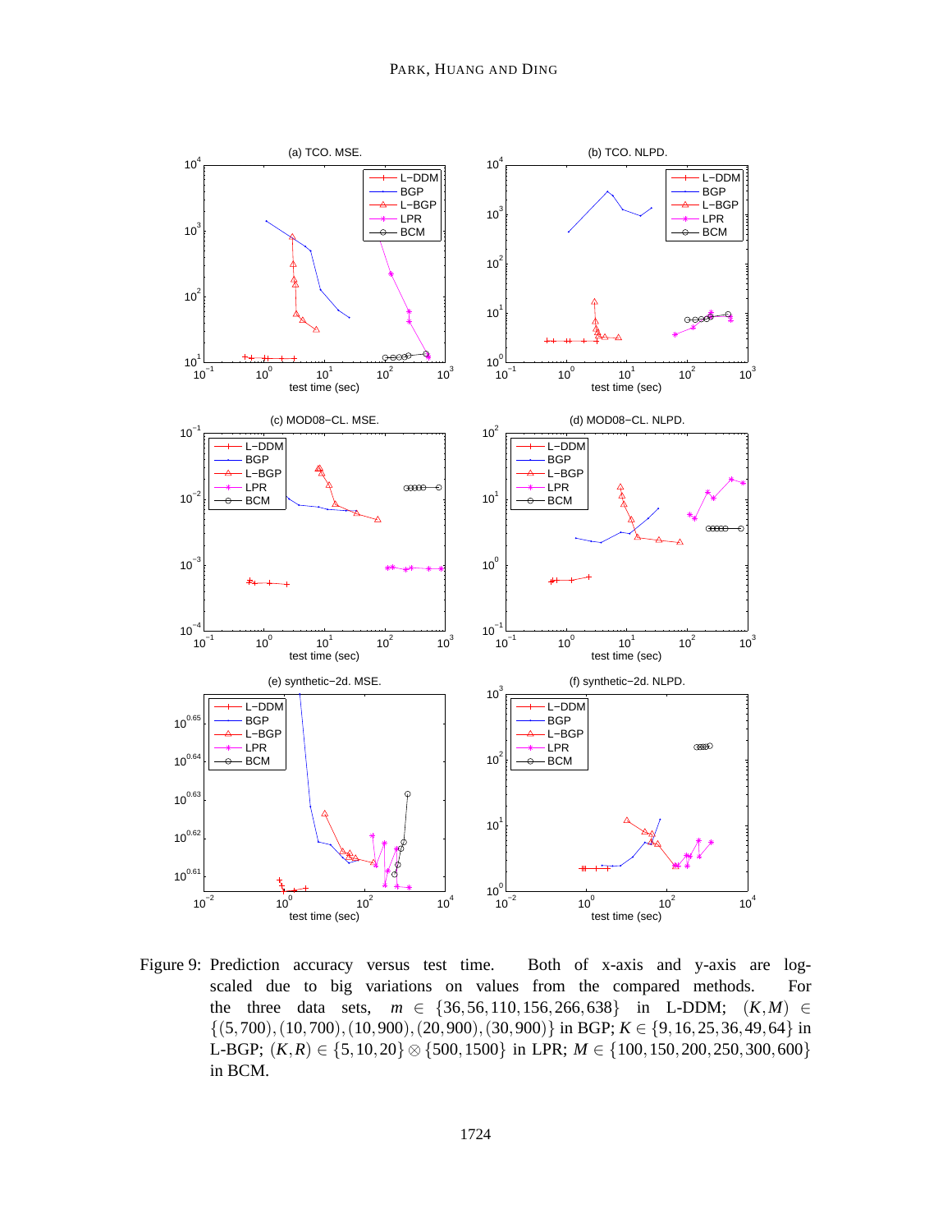Figure 9: Prediction accuracy versus test time. Both of x-axis and y-axis are log-scaled due to big variations on values from the compared methods. For the three data sets, $m \in \{36, 56, 110, 156, 266, 638\}$ in L-DDM; $(K,M) \in \{(5,700),(10,700),(10,900),(20,900),(30,900)\}$ in BGP; $K \in \{9,16,25,36,49,64\}$ in L-BGP; $(K,R) \in \{5,10,20\} \otimes \{500,1500\}$ in LPR; $M \in \{100,150,200,250,300,600\}$ in BCM.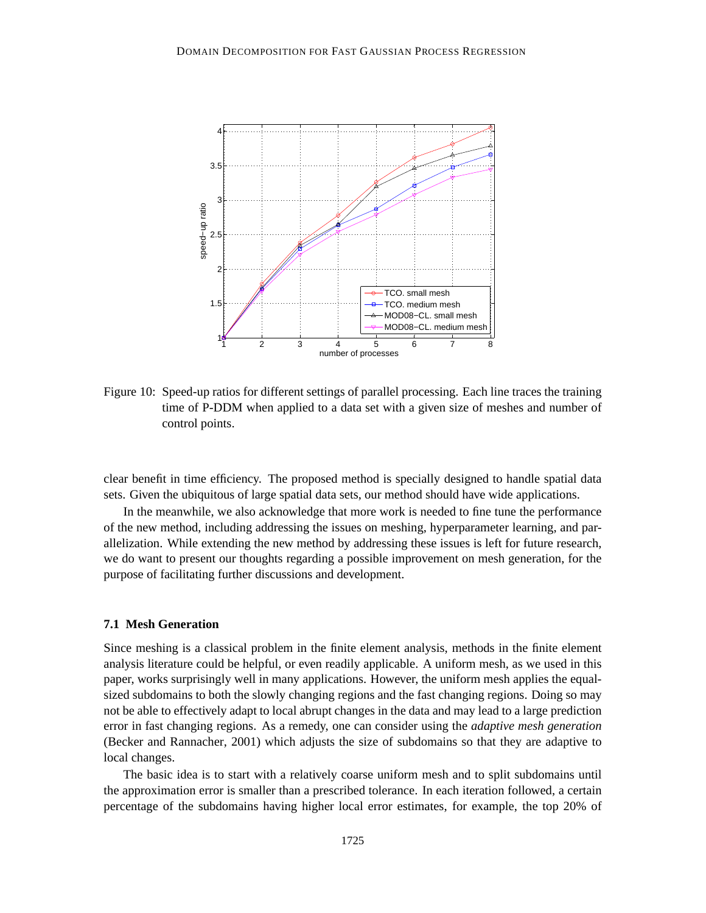Figure 10: Speed-up ratios for different settings of parallel processing. Each line traces the training time of P-DDM when applied to a data set with a given size of meshes and number of control points.

clear benefit in time efficiency. The proposed method is specially designed to handle spatial data sets. Given the ubiquitous of large spatial data sets, our method should have wide applications.

In the meanwhile, we also acknowledge that more work is needed to fine tune the performance of the new method, including addressing the issues on meshing, hyperparameter learning, and parallelization. While extending the new method by addressing these issues is left for future research, we do want to present our thoughts regarding a possible improvement on mesh generation, for the purpose of facilitating further discussions and development.

### 7.1 Mesh Generation

Since meshing is a classical problem in the finite element analysis, methods in the finite element analysis literature could be helpful, or even readily applicable. A uniform mesh, as we used in this paper, works surprisingly well in many applications. However, the uniform mesh applies the equal-sized subdomains to both the slowly changing regions and the fast changing regions. Doing so may not be able to effectively adapt to local abrupt changes in the data and may lead to a large prediction error in fast changing regions. As a remedy, one can consider using the *adaptive mesh generation* (Becker and Rannacher, 2001) which adjusts the size of subdomains so that they are adaptive to local changes.

The basic idea is to start with a relatively coarse uniform mesh and to split subdomains until the approximation error is smaller than a prescribed tolerance. In each iteration followed, a certain percentage of the subdomains having higher local error estimates, for example, the top 20% of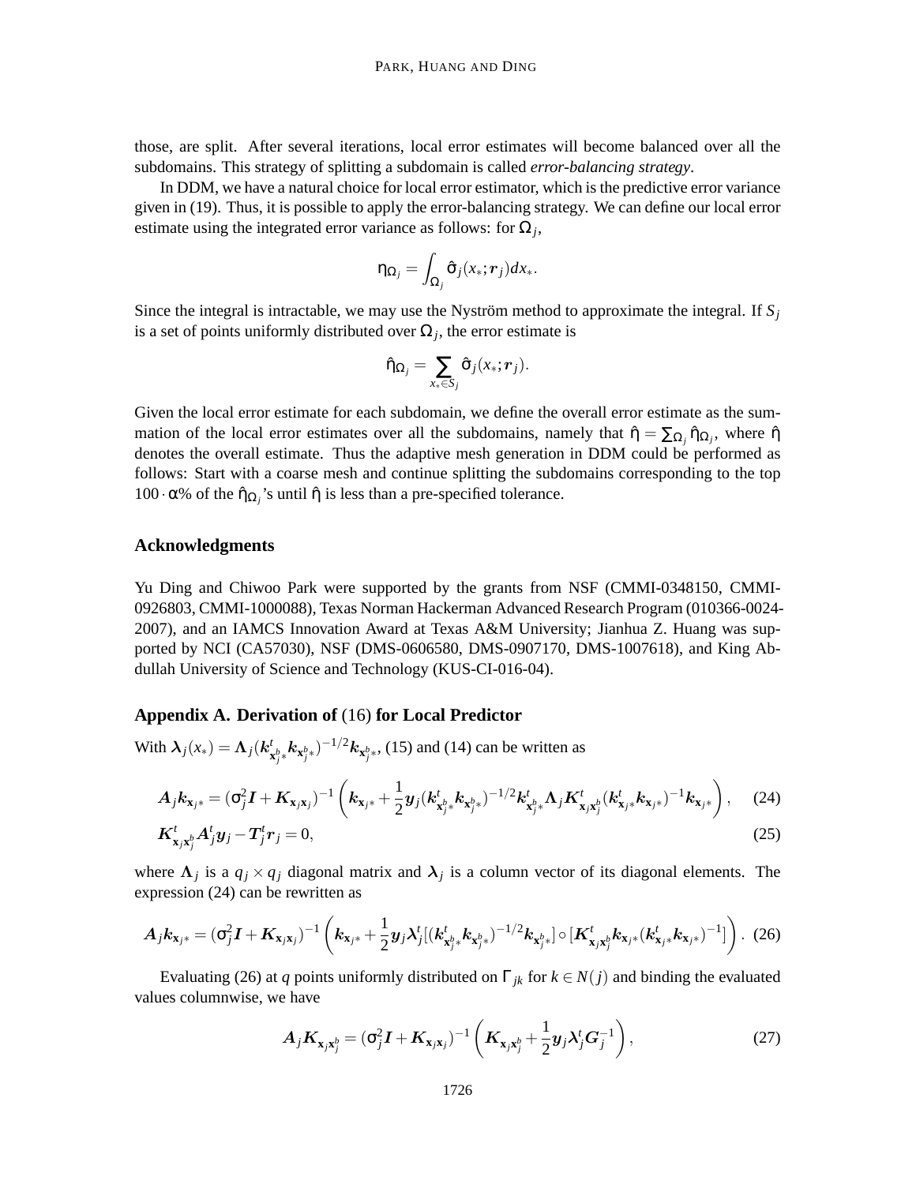those, are split. After several iterations, local error estimates will become balanced over all the subdomains. This strategy of splitting a subdomain is called *error-balancing strategy*.

In DDM, we have a natural choice for local error estimator, which is the predictive error variance given in (19). Thus, it is possible to apply the error-balancing strategy. We can define our local error estimate using the integrated error variance as follows: for $\Omega_j$,

$$\eta_{\Omega_j} = \int_{\Omega_j} \hat{\sigma}_j(x_*; \boldsymbol{r}_j) dx_*.$$

Since the integral is intractable, we may use the Nyström method to approximate the integral. If $S_j$ is a set of points uniformly distributed over $\Omega_j$, the error estimate is

$$\hat{\eta}_{\Omega_j} = \sum_{x_* \in S_j} \hat{\sigma}_j(x_*; \boldsymbol{r}_j).$$

Given the local error estimate for each subdomain, we define the overall error estimate as the summation of the local error estimates over all the subdomains, namely that $\hat{\eta} = \sum_{\Omega_j} \hat{\eta}_{\Omega_j}$, where $\hat{\eta}$ denotes the overall estimate. Thus the adaptive mesh generation in DDM could be performed as follows: Start with a coarse mesh and continue splitting the subdomains corresponding to the top $100 \cdot \alpha\%$ of the $\hat{\eta}_{\Omega_j}$'s until $\hat{\eta}$ is less than a pre-specified tolerance.

## Acknowledgments

Yu Ding and Chiwoo Park were supported by the grants from NSF (CMMI-0348150, CMMI-0926803, CMMI-1000088), Texas Norman Hackerman Advanced Research Program (010366-0024-2007), and an IAMCS Innovation Award at Texas A&M University; Jianhua Z. Huang was supported by NCI (CA57030), NSF (DMS-0606580, DMS-0907170, DMS-1007618), and King Abdullah University of Science and Technology (KUS-CI-016-04).

## Appendix A. Derivation of (16) for Local Predictor

With $\boldsymbol{\lambda}_j(x_*) = \boldsymbol{\Lambda}_j(\boldsymbol{k}^t_{\mathbf{x}^b_j *}\boldsymbol{k}_{\mathbf{x}^b_j *})^{-1/2}\boldsymbol{k}_{\mathbf{x}^b_j *}$, (15) and (14) can be written as

$$\boldsymbol{A}_j \boldsymbol{k}_{\mathbf{x}_j *} = (\sigma_j^2 \boldsymbol{I} + \boldsymbol{K}_{\mathbf{x}_j \mathbf{x}_j})^{-1} \left( \boldsymbol{k}_{\mathbf{x}_j *} + \frac{1}{2} \boldsymbol{y}_j (\boldsymbol{k}^t_{\mathbf{x}^b_j *}\boldsymbol{k}_{\mathbf{x}^b_j *})^{-1/2} \boldsymbol{k}^t_{\mathbf{x}^b_j *} \boldsymbol{\Lambda}_j \boldsymbol{K}^t_{\mathbf{x}_j \mathbf{x}^b_j} (\boldsymbol{k}^t_{\mathbf{x}_j *}\boldsymbol{k}_{\mathbf{x}_j *})^{-1} \boldsymbol{k}_{\mathbf{x}_j *} \right), \tag{24}$$

$$\boldsymbol{K}^t_{\mathbf{x}_j \mathbf{x}^b_j} \boldsymbol{A}^t_j \boldsymbol{y}_j - \boldsymbol{T}^t_j \boldsymbol{r}_j = 0, \tag{25}$$

where $\boldsymbol{\Lambda}_j$ is a $q_j \times q_j$ diagonal matrix and $\boldsymbol{\lambda}_j$ is a column vector of its diagonal elements. The expression (24) can be rewritten as

$$\boldsymbol{A}_j \boldsymbol{k}_{\mathbf{x}_j *} = (\sigma_j^2 \boldsymbol{I} + \boldsymbol{K}_{\mathbf{x}_j \mathbf{x}_j})^{-1} \left( \boldsymbol{k}_{\mathbf{x}_j *} + \frac{1}{2} \boldsymbol{y}_j \boldsymbol{\lambda}^t_j [(\boldsymbol{k}^t_{\mathbf{x}^b_j *}\boldsymbol{k}_{\mathbf{x}^b_j *})^{-1/2} \boldsymbol{k}_{\mathbf{x}^b_j *}] \circ [\boldsymbol{K}^t_{\mathbf{x}_j \mathbf{x}^b_j} \boldsymbol{k}_{\mathbf{x}_j *} (\boldsymbol{k}^t_{\mathbf{x}_j *}\boldsymbol{k}_{\mathbf{x}_j *})^{-1}] \right). \tag{26}$$

Evaluating (26) at $q$ points uniformly distributed on $\Gamma_{jk}$ for $k \in N(j)$ and binding the evaluated values columnwise, we have

$$\boldsymbol{A}_j \boldsymbol{K}_{\mathbf{x}_j \mathbf{x}^b_j} = (\sigma_j^2 \boldsymbol{I} + \boldsymbol{K}_{\mathbf{x}_j \mathbf{x}_j})^{-1} \left( \boldsymbol{K}_{\mathbf{x}_j \mathbf{x}^b_j} + \frac{1}{2} \boldsymbol{y}_j \boldsymbol{\lambda}^t_j \boldsymbol{G}^{-1}_j \right), \tag{27}$$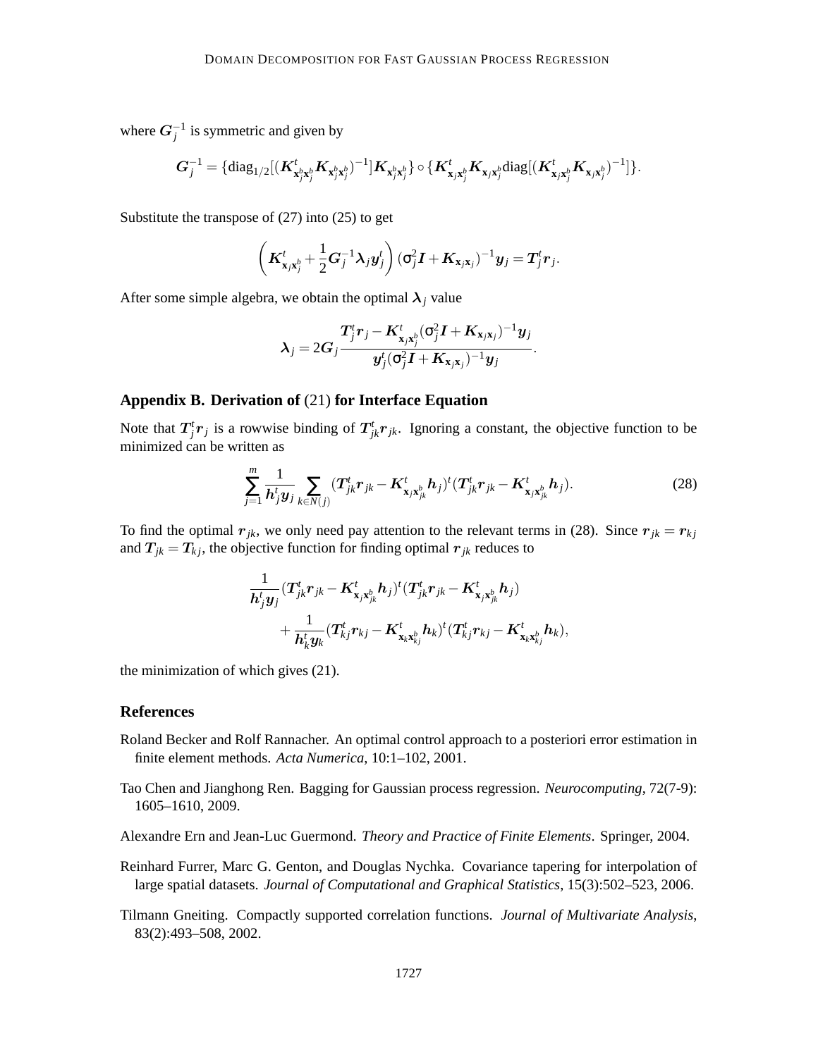where $\boldsymbol{G}_j^{-1}$ is symmetric and given by

$$\boldsymbol{G}_j^{-1} = \{\text{diag}_{1/2}[(\boldsymbol{K}^t_{\mathbf{x}_j^b\mathbf{x}_j^b}\boldsymbol{K}_{\mathbf{x}_j^b\mathbf{x}_j^b})^{-1}]\boldsymbol{K}_{\mathbf{x}_j^b\mathbf{x}_j^b}\} \circ \{\boldsymbol{K}^t_{\mathbf{x}_j\mathbf{x}_j^b}\boldsymbol{K}_{\mathbf{x}_j\mathbf{x}_j^b}\text{diag}[(\boldsymbol{K}^t_{\mathbf{x}_j\mathbf{x}_j^b}\boldsymbol{K}_{\mathbf{x}_j\mathbf{x}_j^b})^{-1}]\}.$$

Substitute the transpose of (27) into (25) to get

$$\left(\boldsymbol{K}^t_{\mathbf{x}_j\mathbf{x}_j^b} + \frac{1}{2}\boldsymbol{G}_j^{-1}\boldsymbol{\lambda}_j\boldsymbol{y}_j^t\right)(\sigma_j^2\boldsymbol{I} + \boldsymbol{K}_{\mathbf{x}_j\mathbf{x}_j})^{-1}\boldsymbol{y}_j = \boldsymbol{T}_j^t\boldsymbol{r}_j.$$

After some simple algebra, we obtain the optimal $\boldsymbol{\lambda}_j$ value

$$\boldsymbol{\lambda}_j = 2\boldsymbol{G}_j\frac{\boldsymbol{T}_j^t\boldsymbol{r}_j - \boldsymbol{K}^t_{\mathbf{x}_j\mathbf{x}_j^b}(\sigma_j^2\boldsymbol{I} + \boldsymbol{K}_{\mathbf{x}_j\mathbf{x}_j})^{-1}\boldsymbol{y}_j}{\boldsymbol{y}_j^t(\sigma_j^2\boldsymbol{I} + \boldsymbol{K}_{\mathbf{x}_j\mathbf{x}_j})^{-1}\boldsymbol{y}_j}.$$

## Appendix B. Derivation of (21) for Interface Equation

Note that $\boldsymbol{T}_j^t\boldsymbol{r}_j$ is a rowwise binding of $\boldsymbol{T}_{jk}^t\boldsymbol{r}_{jk}$. Ignoring a constant, the objective function to be minimized can be written as

$$\sum_{j=1}^m \frac{1}{\boldsymbol{h}_j^t\boldsymbol{y}_j}\sum_{k\in N(j)}(\boldsymbol{T}_{jk}^t\boldsymbol{r}_{jk} - \boldsymbol{K}^t_{\mathbf{x}_j\mathbf{x}_{jk}^b}\boldsymbol{h}_j)^t(\boldsymbol{T}_{jk}^t\boldsymbol{r}_{jk} - \boldsymbol{K}^t_{\mathbf{x}_j\mathbf{x}_{jk}^b}\boldsymbol{h}_j). \tag{28}$$

To find the optimal $\boldsymbol{r}_{jk}$, we only need pay attention to the relevant terms in (28). Since $\boldsymbol{r}_{jk} = \boldsymbol{r}_{kj}$ and $\boldsymbol{T}_{jk} = \boldsymbol{T}_{kj}$, the objective function for finding optimal $\boldsymbol{r}_{jk}$ reduces to

$$\begin{aligned}\frac{1}{\boldsymbol{h}_j^t\boldsymbol{y}_j}&(\boldsymbol{T}_{jk}^t\boldsymbol{r}_{jk} - \boldsymbol{K}^t_{\mathbf{x}_j\mathbf{x}_{jk}^b}\boldsymbol{h}_j)^t(\boldsymbol{T}_{jk}^t\boldsymbol{r}_{jk} - \boldsymbol{K}^t_{\mathbf{x}_j\mathbf{x}_{jk}^b}\boldsymbol{h}_j)\\ &+\frac{1}{\boldsymbol{h}_k^t\boldsymbol{y}_k}(\boldsymbol{T}_{kj}^t\boldsymbol{r}_{kj} - \boldsymbol{K}^t_{\mathbf{x}_k\mathbf{x}_{kj}^b}\boldsymbol{h}_k)^t(\boldsymbol{T}_{kj}^t\boldsymbol{r}_{kj} - \boldsymbol{K}^t_{\mathbf{x}_k\mathbf{x}_{kj}^b}\boldsymbol{h}_k),\end{aligned}$$

the minimization of which gives (21).

## References

Roland Becker and Rolf Rannacher. An optimal control approach to a posteriori error estimation in finite element methods. *Acta Numerica*, 10:1–102, 2001.

Tao Chen and Jianghong Ren. Bagging for Gaussian process regression. *Neurocomputing*, 72(7-9): 1605–1610, 2009.

Alexandre Ern and Jean-Luc Guermond. *Theory and Practice of Finite Elements*. Springer, 2004.

Reinhard Furrer, Marc G. Genton, and Douglas Nychka. Covariance tapering for interpolation of large spatial datasets. *Journal of Computational and Graphical Statistics*, 15(3):502–523, 2006.

Tilmann Gneiting. Compactly supported correlation functions. *Journal of Multivariate Analysis*, 83(2):493–508, 2002.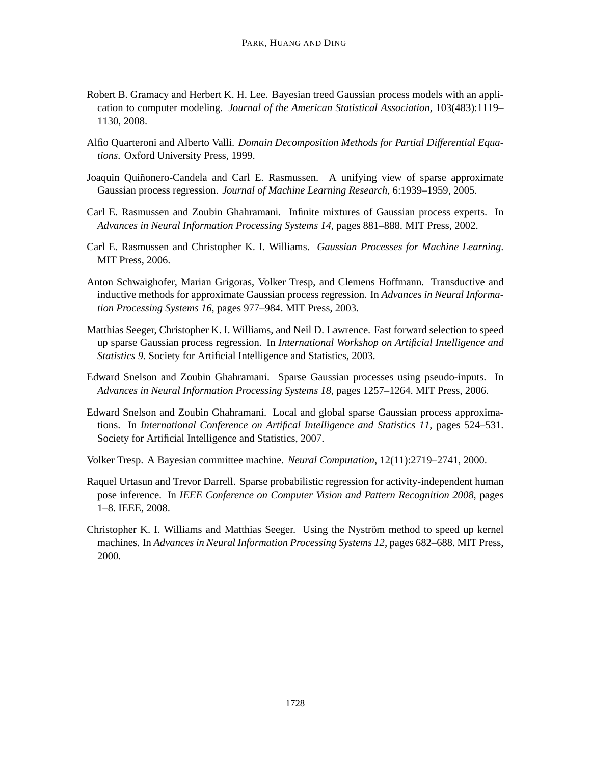Robert B. Gramacy and Herbert K. H. Lee. Bayesian treed Gaussian process models with an application to computer modeling. *Journal of the American Statistical Association*, 103(483):1119–1130, 2008.

Alfio Quarteroni and Alberto Valli. *Domain Decomposition Methods for Partial Differential Equations*. Oxford University Press, 1999.

Joaquin Quiñonero-Candela and Carl E. Rasmussen. A unifying view of sparse approximate Gaussian process regression. *Journal of Machine Learning Research*, 6:1939–1959, 2005.

Carl E. Rasmussen and Zoubin Ghahramani. Infinite mixtures of Gaussian process experts. In *Advances in Neural Information Processing Systems 14*, pages 881–888. MIT Press, 2002.

Carl E. Rasmussen and Christopher K. I. Williams. *Gaussian Processes for Machine Learning*. MIT Press, 2006.

Anton Schwaighofer, Marian Grigoras, Volker Tresp, and Clemens Hoffmann. Transductive and inductive methods for approximate Gaussian process regression. In *Advances in Neural Information Processing Systems 16*, pages 977–984. MIT Press, 2003.

Matthias Seeger, Christopher K. I. Williams, and Neil D. Lawrence. Fast forward selection to speed up sparse Gaussian process regression. In *International Workshop on Artificial Intelligence and Statistics 9*. Society for Artificial Intelligence and Statistics, 2003.

Edward Snelson and Zoubin Ghahramani. Sparse Gaussian processes using pseudo-inputs. In *Advances in Neural Information Processing Systems 18*, pages 1257–1264. MIT Press, 2006.

Edward Snelson and Zoubin Ghahramani. Local and global sparse Gaussian process approximations. In *International Conference on Artifical Intelligence and Statistics 11*, pages 524–531. Society for Artificial Intelligence and Statistics, 2007.

Volker Tresp. A Bayesian committee machine. *Neural Computation*, 12(11):2719–2741, 2000.

Raquel Urtasun and Trevor Darrell. Sparse probabilistic regression for activity-independent human pose inference. In *IEEE Conference on Computer Vision and Pattern Recognition 2008*, pages 1–8. IEEE, 2008.

Christopher K. I. Williams and Matthias Seeger. Using the Nyström method to speed up kernel machines. In *Advances in Neural Information Processing Systems 12*, pages 682–688. MIT Press, 2000.